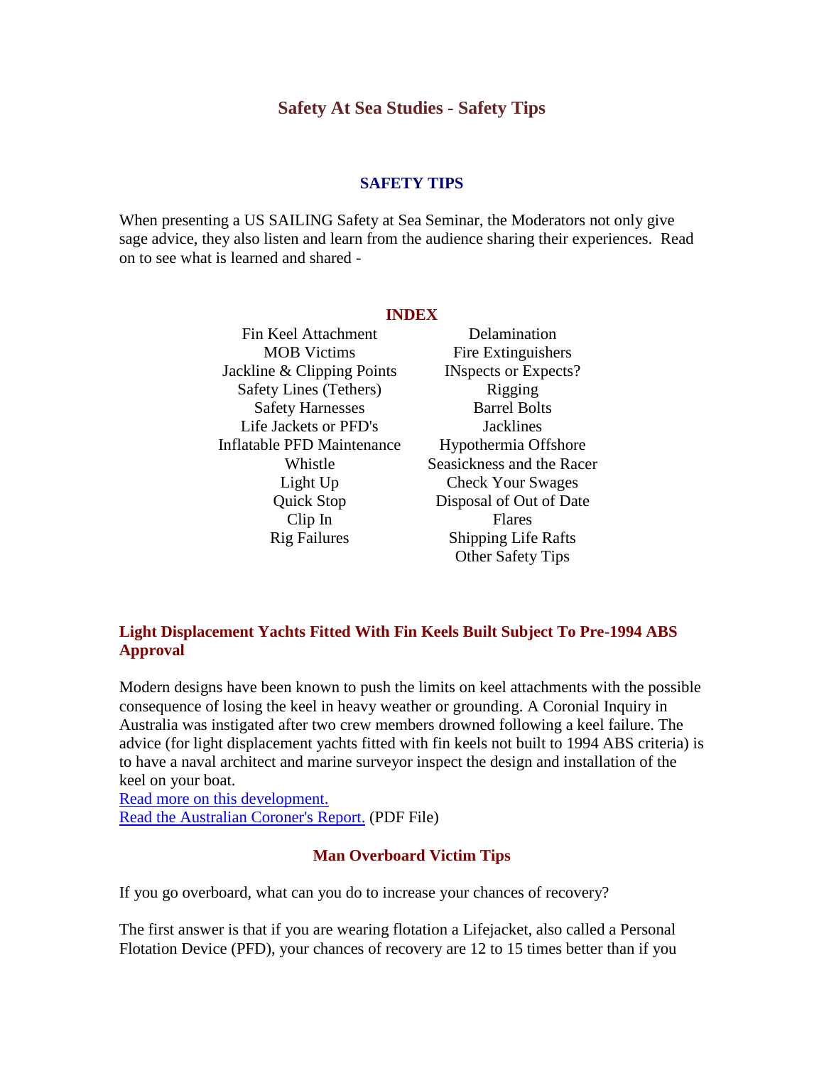# Safety At Sea Studies - Safety Tips

## SAFETY TIPS

When presenting a US SAILING Safety at Sea Seminar, the Moderators not only give sage advice, they also listen and learn from the audience sharing their experiences. Read on to see what is learned and shared -

### INDEX

| | |
|---|---|
| Fin Keel Attachment | Delamination |
| MOB Victims | Fire Extinguishers |
| Jackline & Clipping Points | INspects or Expects? |
| Safety Lines (Tethers) | Rigging |
| Safety Harnesses | Barrel Bolts |
| Life Jackets or PFD's | Jacklines |
| Inflatable PFD Maintenance | Hypothermia Offshore |
| Whistle | Seasickness and the Racer |
| Light Up | Check Your Swages |
| Quick Stop | Disposal of Out of Date Flares |
| Clip In | Shipping Life Rafts |
| Rig Failures | Other Safety Tips |

### Light Displacement Yachts Fitted With Fin Keels Built Subject To Pre-1994 ABS Approval

Modern designs have been known to push the limits on keel attachments with the possible consequence of losing the keel in heavy weather or grounding. A Coronial Inquiry in Australia was instigated after two crew members drowned following a keel failure. The advice (for light displacement yachts fitted with fin keels not built to 1994 ABS criteria) is to have a naval architect and marine surveyor inspect the design and installation of the keel on your boat.
Read more on this development.
Read the Australian Coroner's Report. (PDF File)

### Man Overboard Victim Tips

If you go overboard, what can you do to increase your chances of recovery?

The first answer is that if you are wearing flotation a Lifejacket, also called a Personal Flotation Device (PFD), your chances of recovery are 12 to 15 times better than if you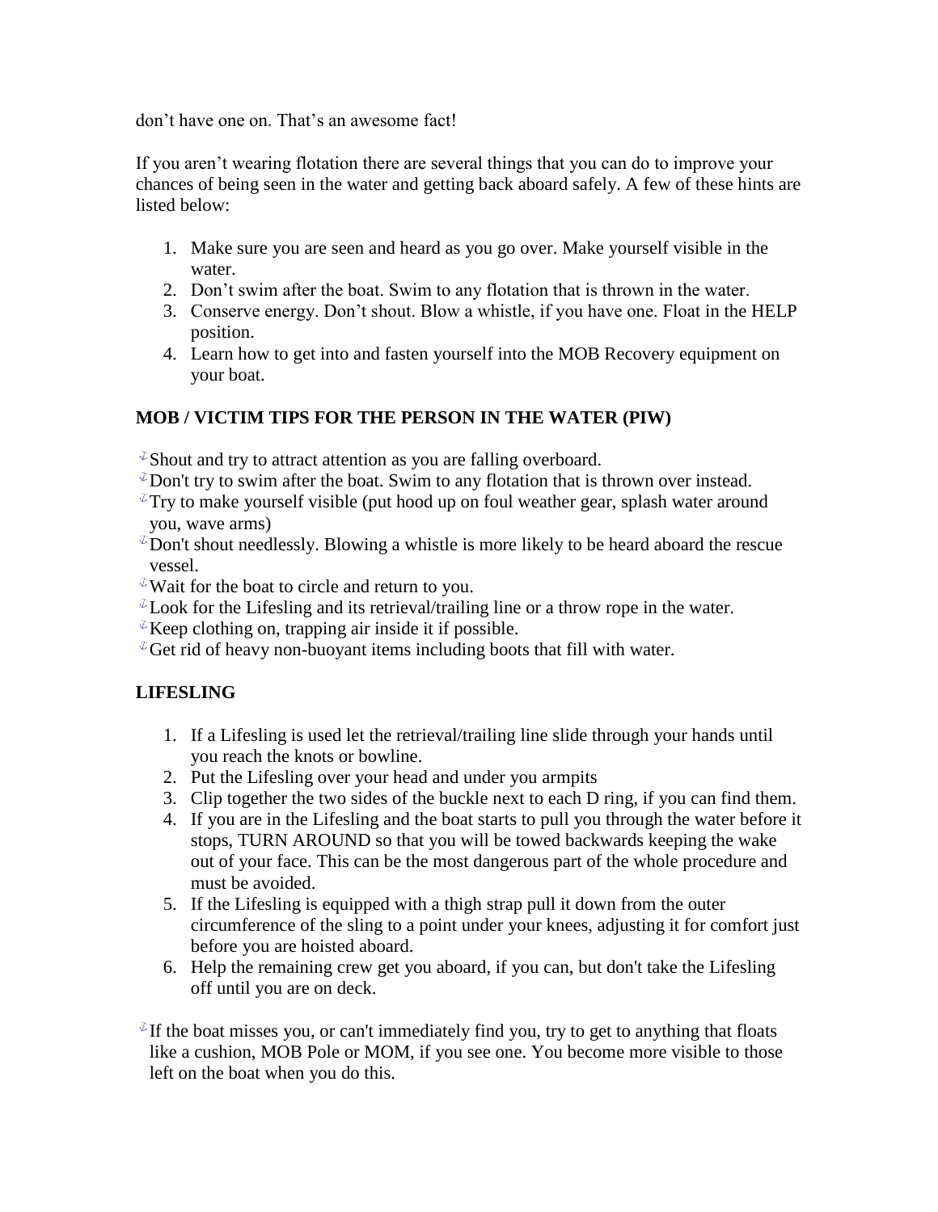don’t have one on. That’s an awesome fact!

If you aren’t wearing flotation there are several things that you can do to improve your chances of being seen in the water and getting back aboard safely. A few of these hints are listed below:

1. Make sure you are seen and heard as you go over. Make yourself visible in the water.
2. Don’t swim after the boat. Swim to any flotation that is thrown in the water.
3. Conserve energy. Don’t shout. Blow a whistle, if you have one. Float in the HELP position.
4. Learn how to get into and fasten yourself into the MOB Recovery equipment on your boat.

**MOB / VICTIM TIPS FOR THE PERSON IN THE WATER (PIW)**

- Shout and try to attract attention as you are falling overboard.
- Don't try to swim after the boat. Swim to any flotation that is thrown over instead.
- Try to make yourself visible (put hood up on foul weather gear, splash water around you, wave arms)
- Don't shout needlessly. Blowing a whistle is more likely to be heard aboard the rescue vessel.
- Wait for the boat to circle and return to you.
- Look for the Lifesling and its retrieval/trailing line or a throw rope in the water.
- Keep clothing on, trapping air inside it if possible.
- Get rid of heavy non-buoyant items including boots that fill with water.

**LIFESLING**

1. If a Lifesling is used let the retrieval/trailing line slide through your hands until you reach the knots or bowline.
2. Put the Lifesling over your head and under you armpits
3. Clip together the two sides of the buckle next to each D ring, if you can find them.
4. If you are in the Lifesling and the boat starts to pull you through the water before it stops, TURN AROUND so that you will be towed backwards keeping the wake out of your face. This can be the most dangerous part of the whole procedure and must be avoided.
5. If the Lifesling is equipped with a thigh strap pull it down from the outer circumference of the sling to a point under your knees, adjusting it for comfort just before you are hoisted aboard.
6. Help the remaining crew get you aboard, if you can, but don't take the Lifesling off until you are on deck.

- If the boat misses you, or can't immediately find you, try to get to anything that floats like a cushion, MOB Pole or MOM, if you see one. You become more visible to those left on the boat when you do this.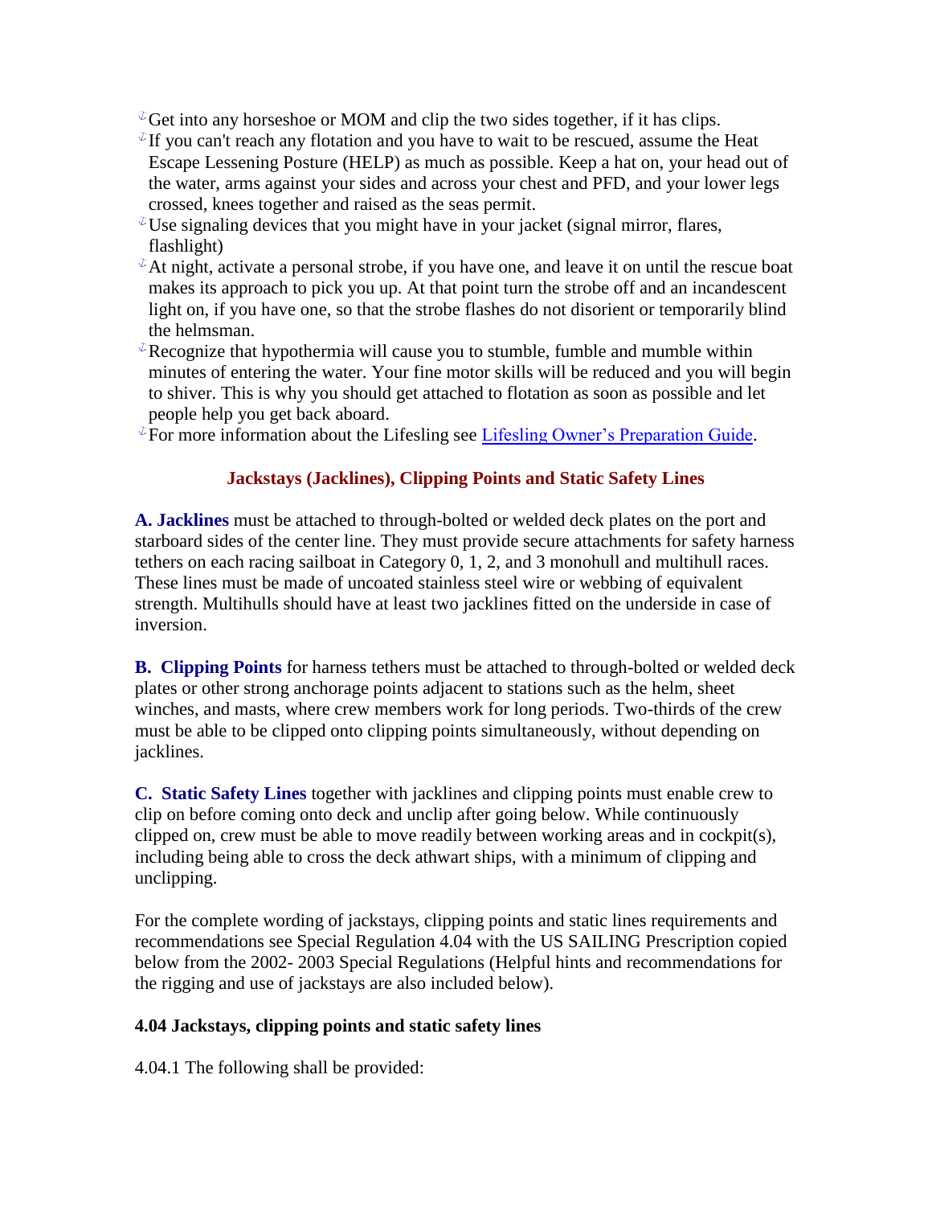- Get into any horseshoe or MOM and clip the two sides together, if it has clips.
- If you can't reach any flotation and you have to wait to be rescued, assume the Heat Escape Lessening Posture (HELP) as much as possible. Keep a hat on, your head out of the water, arms against your sides and across your chest and PFD, and your lower legs crossed, knees together and raised as the seas permit.
- Use signaling devices that you might have in your jacket (signal mirror, flares, flashlight)
- At night, activate a personal strobe, if you have one, and leave it on until the rescue boat makes its approach to pick you up. At that point turn the strobe off and an incandescent light on, if you have one, so that the strobe flashes do not disorient or temporarily blind the helmsman.
- Recognize that hypothermia will cause you to stumble, fumble and mumble within minutes of entering the water. Your fine motor skills will be reduced and you will begin to shiver. This is why you should get attached to flotation as soon as possible and let people help you get back aboard.
- For more information about the Lifesling see Lifesling Owner's Preparation Guide.

## Jackstays (Jacklines), Clipping Points and Static Safety Lines

**A. Jacklines** must be attached to through-bolted or welded deck plates on the port and starboard sides of the center line. They must provide secure attachments for safety harness tethers on each racing sailboat in Category 0, 1, 2, and 3 monohull and multihull races. These lines must be made of uncoated stainless steel wire or webbing of equivalent strength. Multihulls should have at least two jacklines fitted on the underside in case of inversion.

**B. Clipping Points** for harness tethers must be attached to through-bolted or welded deck plates or other strong anchorage points adjacent to stations such as the helm, sheet winches, and masts, where crew members work for long periods. Two-thirds of the crew must be able to be clipped onto clipping points simultaneously, without depending on jacklines.

**C. Static Safety Lines** together with jacklines and clipping points must enable crew to clip on before coming onto deck and unclip after going below. While continuously clipped on, crew must be able to move readily between working areas and in cockpit(s), including being able to cross the deck athwart ships, with a minimum of clipping and unclipping.

For the complete wording of jackstays, clipping points and static lines requirements and recommendations see Special Regulation 4.04 with the US SAILING Prescription copied below from the 2002- 2003 Special Regulations (Helpful hints and recommendations for the rigging and use of jackstays are also included below).

**4.04 Jackstays, clipping points and static safety lines**

4.04.1 The following shall be provided: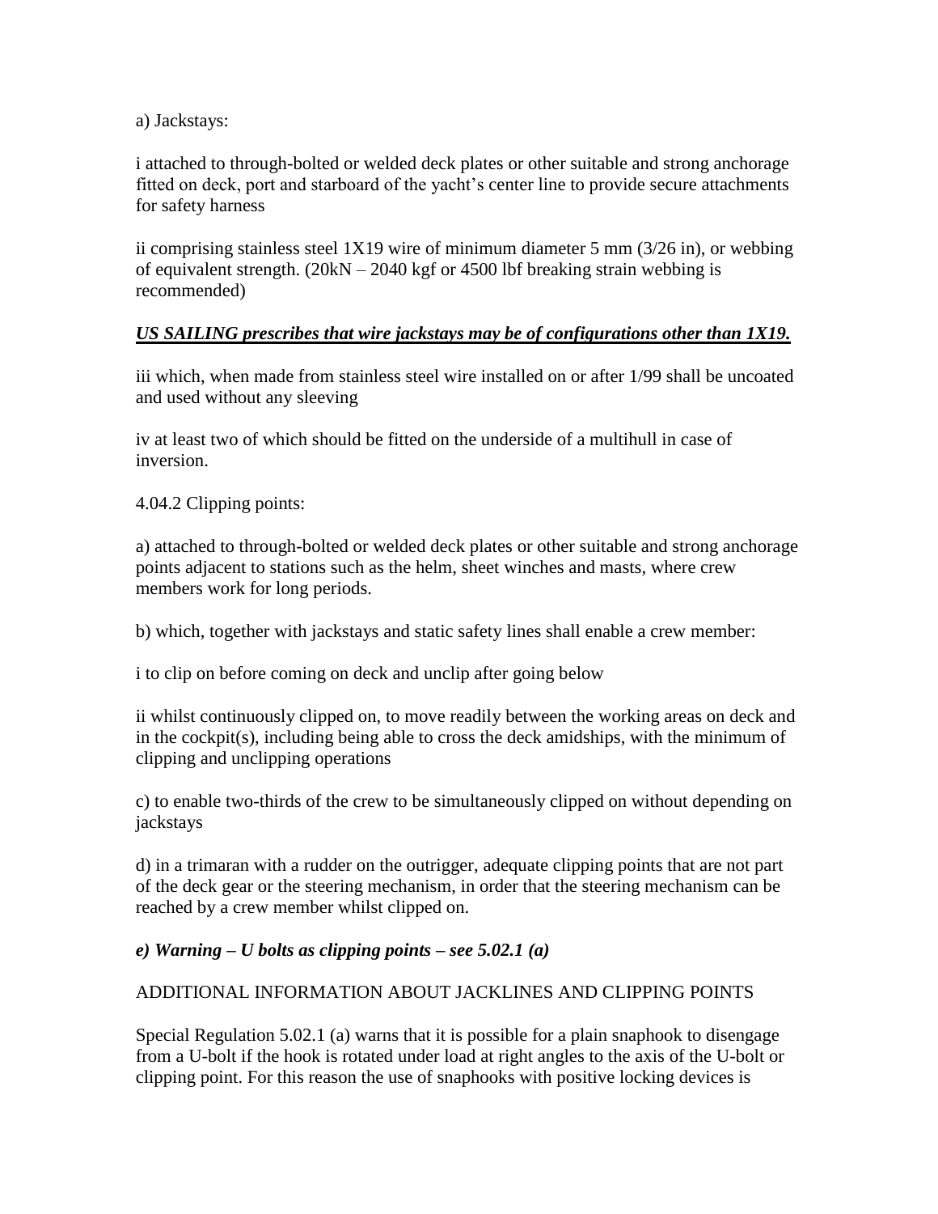a) Jackstays:

i attached to through-bolted or welded deck plates or other suitable and strong anchorage fitted on deck, port and starboard of the yacht's center line to provide secure attachments for safety harness

ii comprising stainless steel 1X19 wire of minimum diameter 5 mm (3/26 in), or webbing of equivalent strength. (20kN – 2040 kgf or 4500 lbf breaking strain webbing is recommended)

***US SAILING prescribes that wire jackstays may be of configurations other than 1X19.***

iii which, when made from stainless steel wire installed on or after 1/99 shall be uncoated and used without any sleeving

iv at least two of which should be fitted on the underside of a multihull in case of inversion.

4.04.2 Clipping points:

a) attached to through-bolted or welded deck plates or other suitable and strong anchorage points adjacent to stations such as the helm, sheet winches and masts, where crew members work for long periods.

b) which, together with jackstays and static safety lines shall enable a crew member:

i to clip on before coming on deck and unclip after going below

ii whilst continuously clipped on, to move readily between the working areas on deck and in the cockpit(s), including being able to cross the deck amidships, with the minimum of clipping and unclipping operations

c) to enable two-thirds of the crew to be simultaneously clipped on without depending on jackstays

d) in a trimaran with a rudder on the outrigger, adequate clipping points that are not part of the deck gear or the steering mechanism, in order that the steering mechanism can be reached by a crew member whilst clipped on.

***e) Warning – U bolts as clipping points – see 5.02.1 (a)***

ADDITIONAL INFORMATION ABOUT JACKLINES AND CLIPPING POINTS

Special Regulation 5.02.1 (a) warns that it is possible for a plain snaphook to disengage from a U-bolt if the hook is rotated under load at right angles to the axis of the U-bolt or clipping point. For this reason the use of snaphooks with positive locking devices is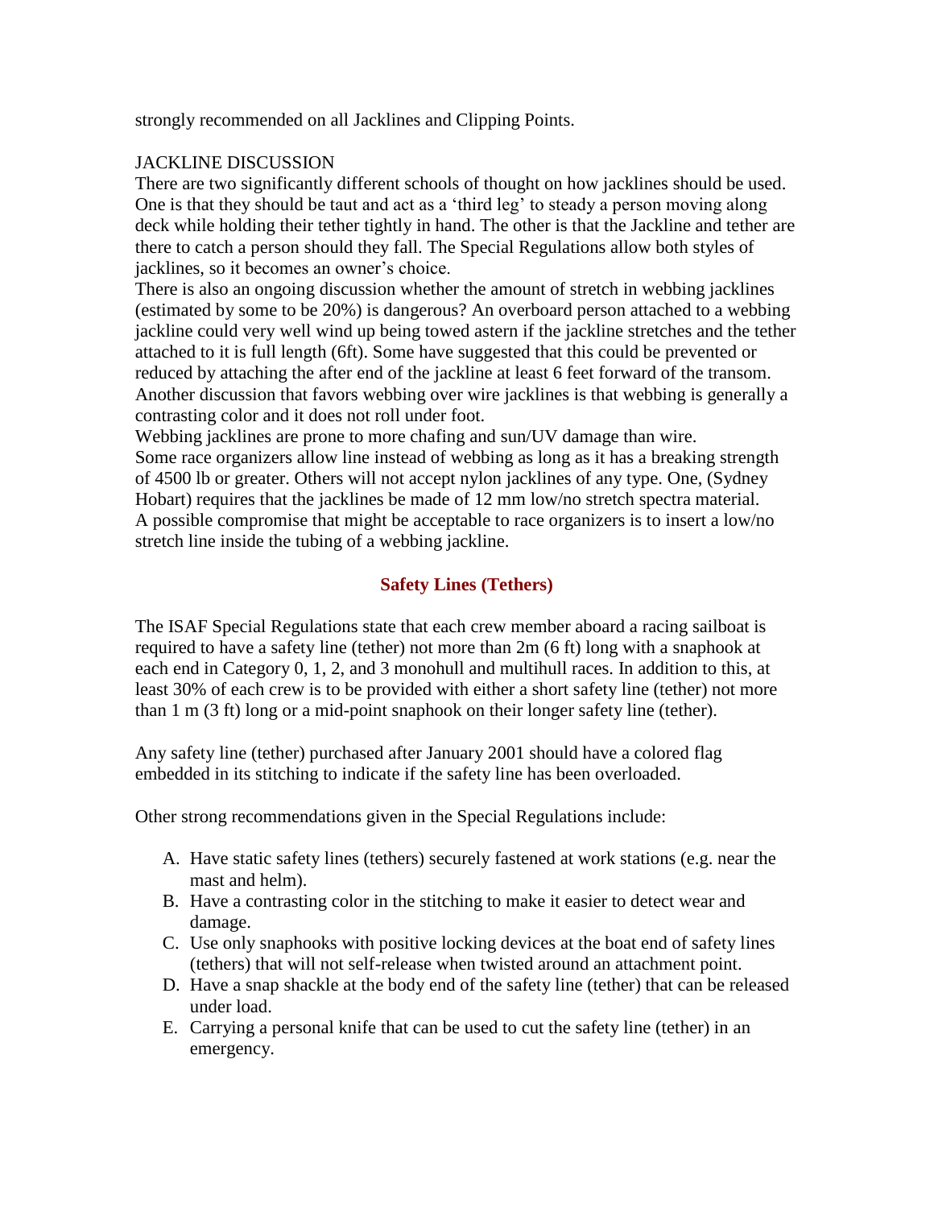strongly recommended on all Jacklines and Clipping Points.

JACKLINE DISCUSSION

There are two significantly different schools of thought on how jacklines should be used. One is that they should be taut and act as a 'third leg' to steady a person moving along deck while holding their tether tightly in hand. The other is that the Jackline and tether are there to catch a person should they fall. The Special Regulations allow both styles of jacklines, so it becomes an owner's choice.

There is also an ongoing discussion whether the amount of stretch in webbing jacklines (estimated by some to be 20%) is dangerous? An overboard person attached to a webbing jackline could very well wind up being towed astern if the jackline stretches and the tether attached to it is full length (6ft). Some have suggested that this could be prevented or reduced by attaching the after end of the jackline at least 6 feet forward of the transom. Another discussion that favors webbing over wire jacklines is that webbing is generally a contrasting color and it does not roll under foot.

Webbing jacklines are prone to more chafing and sun/UV damage than wire.

Some race organizers allow line instead of webbing as long as it has a breaking strength of 4500 lb or greater. Others will not accept nylon jacklines of any type. One, (Sydney Hobart) requires that the jacklines be made of 12 mm low/no stretch spectra material.

A possible compromise that might be acceptable to race organizers is to insert a low/no stretch line inside the tubing of a webbing jackline.

## Safety Lines (Tethers)

The ISAF Special Regulations state that each crew member aboard a racing sailboat is required to have a safety line (tether) not more than 2m (6 ft) long with a snaphook at each end in Category 0, 1, 2, and 3 monohull and multihull races. In addition to this, at least 30% of each crew is to be provided with either a short safety line (tether) not more than 1 m (3 ft) long or a mid-point snaphook on their longer safety line (tether).

Any safety line (tether) purchased after January 2001 should have a colored flag embedded in its stitching to indicate if the safety line has been overloaded.

Other strong recommendations given in the Special Regulations include:

A. Have static safety lines (tethers) securely fastened at work stations (e.g. near the mast and helm).
B. Have a contrasting color in the stitching to make it easier to detect wear and damage.
C. Use only snaphooks with positive locking devices at the boat end of safety lines (tethers) that will not self-release when twisted around an attachment point.
D. Have a snap shackle at the body end of the safety line (tether) that can be released under load.
E. Carrying a personal knife that can be used to cut the safety line (tether) in an emergency.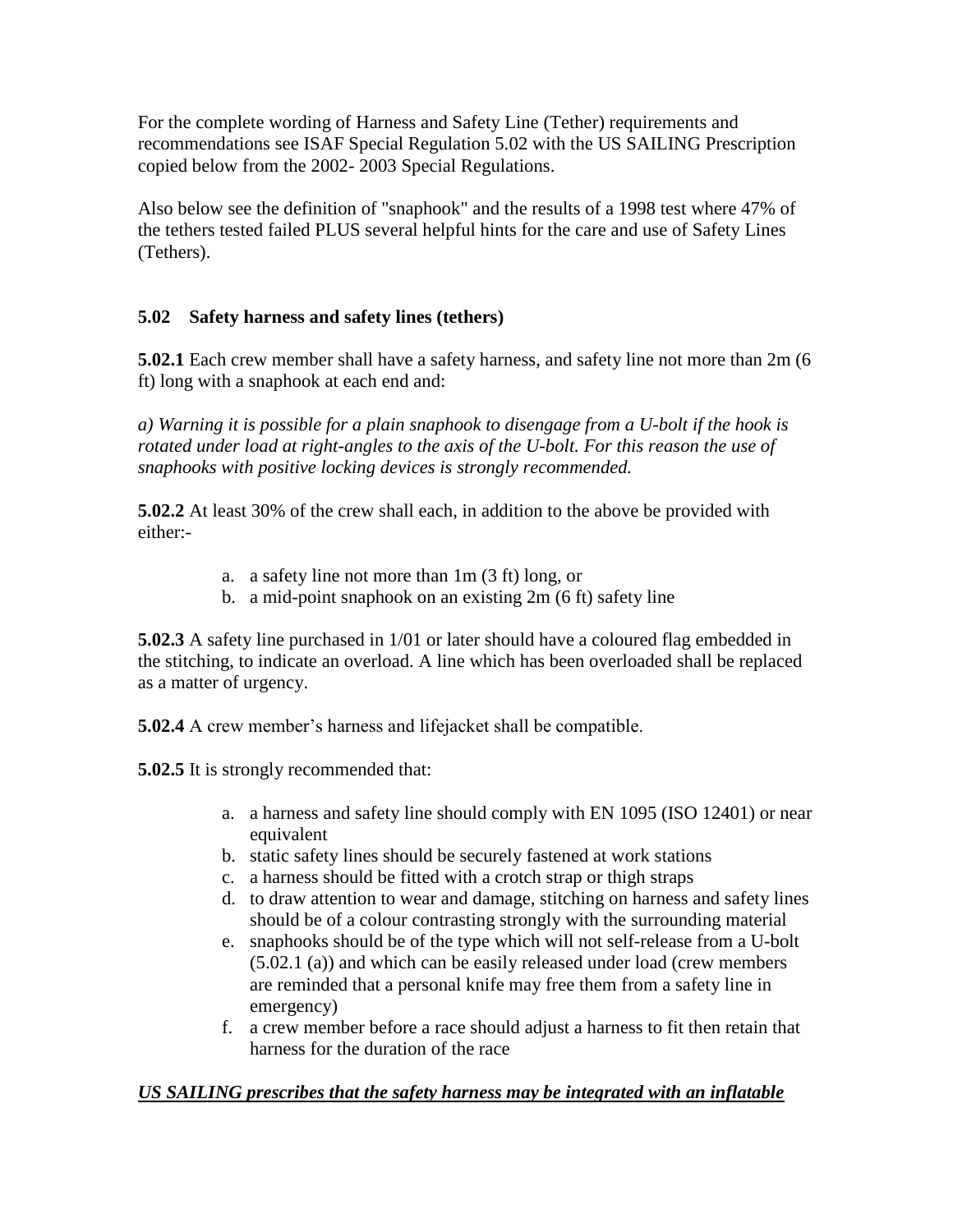For the complete wording of Harness and Safety Line (Tether) requirements and recommendations see ISAF Special Regulation 5.02 with the US SAILING Prescription copied below from the 2002- 2003 Special Regulations.

Also below see the definition of "snaphook" and the results of a 1998 test where 47% of the tethers tested failed PLUS several helpful hints for the care and use of Safety Lines (Tethers).

**5.02 Safety harness and safety lines (tethers)**

**5.02.1** Each crew member shall have a safety harness, and safety line not more than 2m (6 ft) long with a snaphook at each end and:

*a) Warning it is possible for a plain snaphook to disengage from a U-bolt if the hook is rotated under load at right-angles to the axis of the U-bolt. For this reason the use of snaphooks with positive locking devices is strongly recommended.*

**5.02.2** At least 30% of the crew shall each, in addition to the above be provided with either:-

a. a safety line not more than 1m (3 ft) long, or
b. a mid-point snaphook on an existing 2m (6 ft) safety line

**5.02.3** A safety line purchased in 1/01 or later should have a coloured flag embedded in the stitching, to indicate an overload. A line which has been overloaded shall be replaced as a matter of urgency.

**5.02.4** A crew member's harness and lifejacket shall be compatible.

**5.02.5** It is strongly recommended that:

a. a harness and safety line should comply with EN 1095 (ISO 12401) or near equivalent
b. static safety lines should be securely fastened at work stations
c. a harness should be fitted with a crotch strap or thigh straps
d. to draw attention to wear and damage, stitching on harness and safety lines should be of a colour contrasting strongly with the surrounding material
e. snaphooks should be of the type which will not self-release from a U-bolt (5.02.1 (a)) and which can be easily released under load (crew members are reminded that a personal knife may free them from a safety line in emergency)
f. a crew member before a race should adjust a harness to fit then retain that harness for the duration of the race

***US SAILING prescribes that the safety harness may be integrated with an inflatable***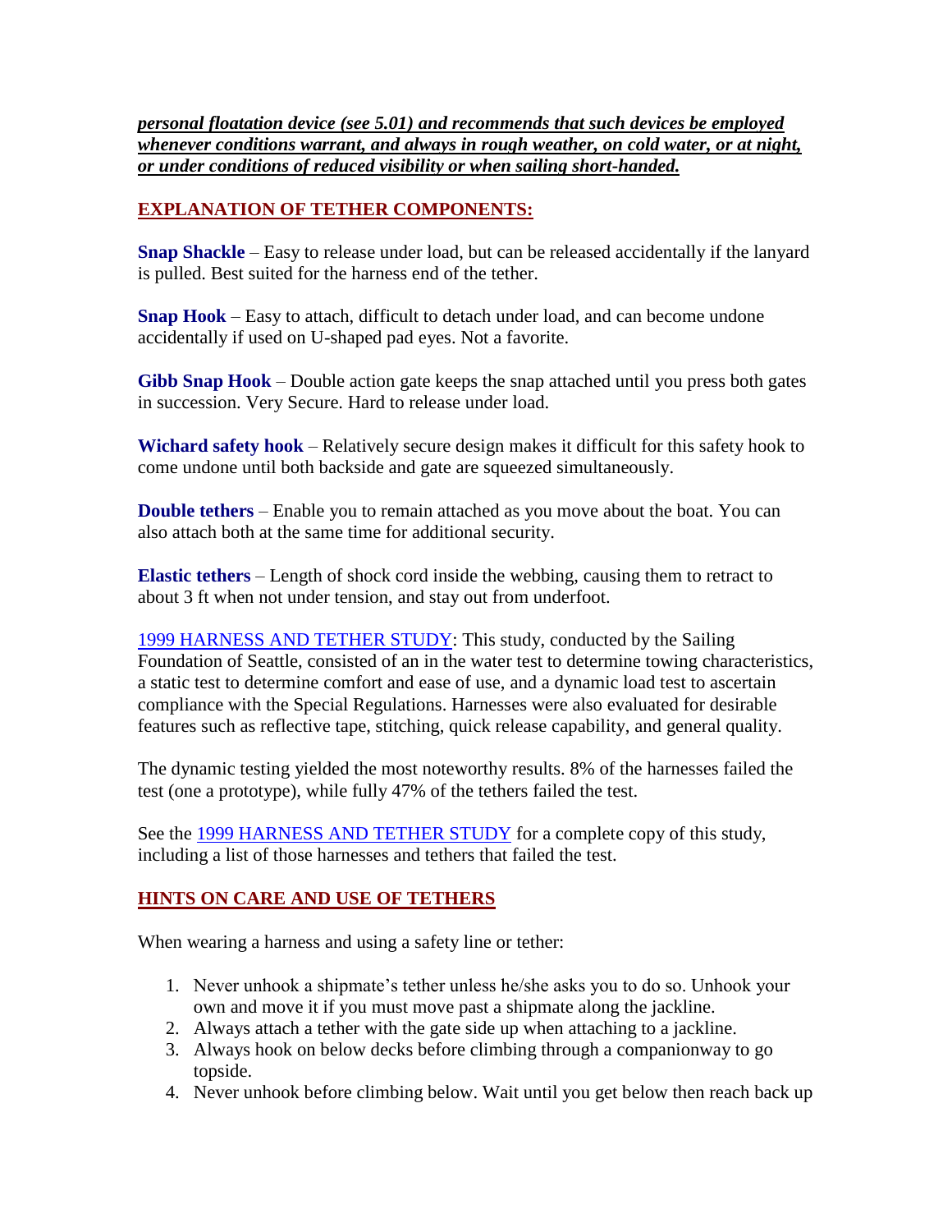***personal floatation device (see 5.01) and recommends that such devices be employed whenever conditions warrant, and always in rough weather, on cold water, or at night, or under conditions of reduced visibility or when sailing short-handed.***

## EXPLANATION OF TETHER COMPONENTS:

**Snap Shackle** – Easy to release under load, but can be released accidentally if the lanyard is pulled. Best suited for the harness end of the tether.

**Snap Hook** – Easy to attach, difficult to detach under load, and can become undone accidentally if used on U-shaped pad eyes. Not a favorite.

**Gibb Snap Hook** – Double action gate keeps the snap attached until you press both gates in succession. Very Secure. Hard to release under load.

**Wichard safety hook** – Relatively secure design makes it difficult for this safety hook to come undone until both backside and gate are squeezed simultaneously.

**Double tethers** – Enable you to remain attached as you move about the boat. You can also attach both at the same time for additional security.

**Elastic tethers** – Length of shock cord inside the webbing, causing them to retract to about 3 ft when not under tension, and stay out from underfoot.

1999 HARNESS AND TETHER STUDY: This study, conducted by the Sailing Foundation of Seattle, consisted of an in the water test to determine towing characteristics, a static test to determine comfort and ease of use, and a dynamic load test to ascertain compliance with the Special Regulations. Harnesses were also evaluated for desirable features such as reflective tape, stitching, quick release capability, and general quality.

The dynamic testing yielded the most noteworthy results. 8% of the harnesses failed the test (one a prototype), while fully 47% of the tethers failed the test.

See the 1999 HARNESS AND TETHER STUDY for a complete copy of this study, including a list of those harnesses and tethers that failed the test.

## HINTS ON CARE AND USE OF TETHERS

When wearing a harness and using a safety line or tether:

1. Never unhook a shipmate's tether unless he/she asks you to do so. Unhook your own and move it if you must move past a shipmate along the jackline.
2. Always attach a tether with the gate side up when attaching to a jackline.
3. Always hook on below decks before climbing through a companionway to go topside.
4. Never unhook before climbing below. Wait until you get below then reach back up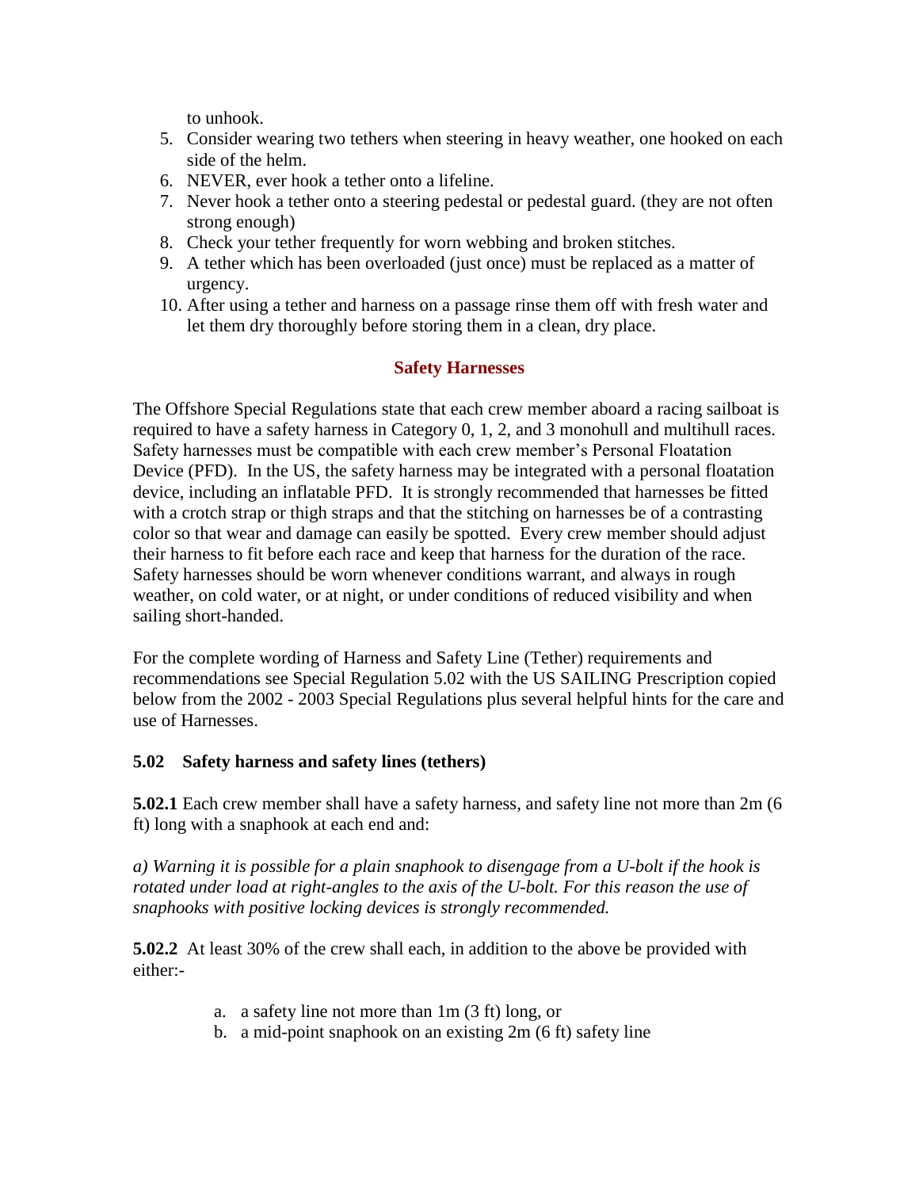to unhook.

5. Consider wearing two tethers when steering in heavy weather, one hooked on each side of the helm.
6. NEVER, ever hook a tether onto a lifeline.
7. Never hook a tether onto a steering pedestal or pedestal guard. (they are not often strong enough)
8. Check your tether frequently for worn webbing and broken stitches.
9. A tether which has been overloaded (just once) must be replaced as a matter of urgency.
10. After using a tether and harness on a passage rinse them off with fresh water and let them dry thoroughly before storing them in a clean, dry place.

## Safety Harnesses

The Offshore Special Regulations state that each crew member aboard a racing sailboat is required to have a safety harness in Category 0, 1, 2, and 3 monohull and multihull races. Safety harnesses must be compatible with each crew member's Personal Floatation Device (PFD). In the US, the safety harness may be integrated with a personal floatation device, including an inflatable PFD. It is strongly recommended that harnesses be fitted with a crotch strap or thigh straps and that the stitching on harnesses be of a contrasting color so that wear and damage can easily be spotted. Every crew member should adjust their harness to fit before each race and keep that harness for the duration of the race. Safety harnesses should be worn whenever conditions warrant, and always in rough weather, on cold water, or at night, or under conditions of reduced visibility and when sailing short-handed.

For the complete wording of Harness and Safety Line (Tether) requirements and recommendations see Special Regulation 5.02 with the US SAILING Prescription copied below from the 2002 - 2003 Special Regulations plus several helpful hints for the care and use of Harnesses.

### 5.02 Safety harness and safety lines (tethers)

**5.02.1** Each crew member shall have a safety harness, and safety line not more than 2m (6 ft) long with a snaphook at each end and:

*a) Warning it is possible for a plain snaphook to disengage from a U-bolt if the hook is rotated under load at right-angles to the axis of the U-bolt. For this reason the use of snaphooks with positive locking devices is strongly recommended.*

**5.02.2** At least 30% of the crew shall each, in addition to the above be provided with either:-

a. a safety line not more than 1m (3 ft) long, or
b. a mid-point snaphook on an existing 2m (6 ft) safety line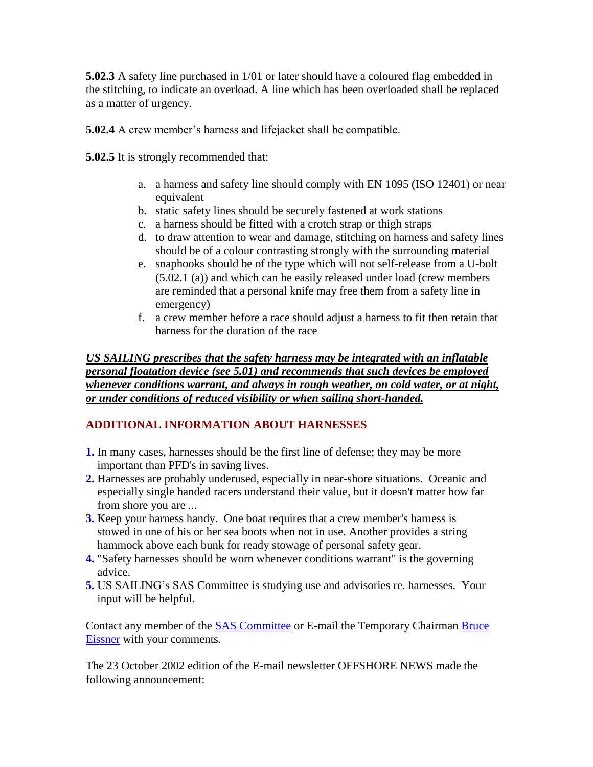**5.02.3** A safety line purchased in 1/01 or later should have a coloured flag embedded in the stitching, to indicate an overload. A line which has been overloaded shall be replaced as a matter of urgency.

**5.02.4** A crew member's harness and lifejacket shall be compatible.

**5.02.5** It is strongly recommended that:

a. a harness and safety line should comply with EN 1095 (ISO 12401) or near equivalent
b. static safety lines should be securely fastened at work stations
c. a harness should be fitted with a crotch strap or thigh straps
d. to draw attention to wear and damage, stitching on harness and safety lines should be of a colour contrasting strongly with the surrounding material
e. snaphooks should be of the type which will not self-release from a U-bolt (5.02.1 (a)) and which can be easily released under load (crew members are reminded that a personal knife may free them from a safety line in emergency)
f. a crew member before a race should adjust a harness to fit then retain that harness for the duration of the race

***US SAILING prescribes that the safety harness may be integrated with an inflatable personal floatation device (see 5.01) and recommends that such devices be employed whenever conditions warrant, and always in rough weather, on cold water, or at night, or under conditions of reduced visibility or when sailing short-handed.***

## ADDITIONAL INFORMATION ABOUT HARNESSES

1. In many cases, harnesses should be the first line of defense; they may be more important than PFD's in saving lives.
2. Harnesses are probably underused, especially in near-shore situations. Oceanic and especially single handed racers understand their value, but it doesn't matter how far from shore you are ...
3. Keep your harness handy. One boat requires that a crew member's harness is stowed in one of his or her sea boots when not in use. Another provides a string hammock above each bunk for ready stowage of personal safety gear.
4. "Safety harnesses should be worn whenever conditions warrant" is the governing advice.
5. US SAILING's SAS Committee is studying use and advisories re. harnesses. Your input will be helpful.

Contact any member of the SAS Committee or E-mail the Temporary Chairman Bruce Eissner with your comments.

The 23 October 2002 edition of the E-mail newsletter OFFSHORE NEWS made the following announcement: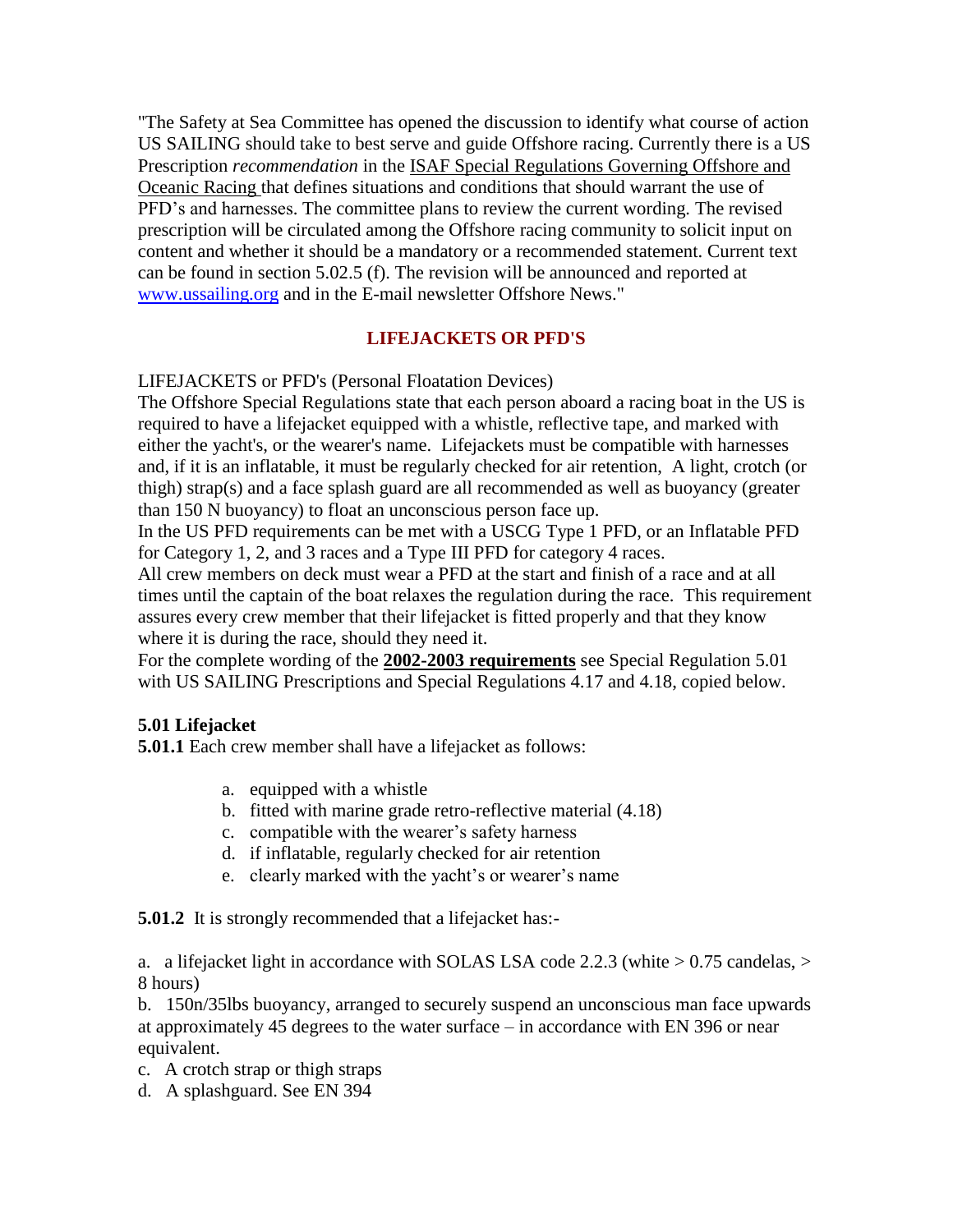"The Safety at Sea Committee has opened the discussion to identify what course of action US SAILING should take to best serve and guide Offshore racing. Currently there is a US Prescription *recommendation* in the ISAF Special Regulations Governing Offshore and Oceanic Racing that defines situations and conditions that should warrant the use of PFD's and harnesses. The committee plans to review the current wording. The revised prescription will be circulated among the Offshore racing community to solicit input on content and whether it should be a mandatory or a recommended statement. Current text can be found in section 5.02.5 (f). The revision will be announced and reported at www.ussailing.org and in the E-mail newsletter Offshore News."

## LIFEJACKETS OR PFD'S

LIFEJACKETS or PFD's (Personal Floatation Devices)

The Offshore Special Regulations state that each person aboard a racing boat in the US is required to have a lifejacket equipped with a whistle, reflective tape, and marked with either the yacht's, or the wearer's name. Lifejackets must be compatible with harnesses and, if it is an inflatable, it must be regularly checked for air retention, A light, crotch (or thigh) strap(s) and a face splash guard are all recommended as well as buoyancy (greater than 150 N buoyancy) to float an unconscious person face up.

In the US PFD requirements can be met with a USCG Type 1 PFD, or an Inflatable PFD for Category 1, 2, and 3 races and a Type III PFD for category 4 races.

All crew members on deck must wear a PFD at the start and finish of a race and at all times until the captain of the boat relaxes the regulation during the race. This requirement assures every crew member that their lifejacket is fitted properly and that they know where it is during the race, should they need it.

For the complete wording of the **2002-2003 requirements** see Special Regulation 5.01 with US SAILING Prescriptions and Special Regulations 4.17 and 4.18, copied below.

**5.01 Lifejacket**

**5.01.1** Each crew member shall have a lifejacket as follows:

a. equipped with a whistle
b. fitted with marine grade retro-reflective material (4.18)
c. compatible with the wearer's safety harness
d. if inflatable, regularly checked for air retention
e. clearly marked with the yacht's or wearer's name

**5.01.2** It is strongly recommended that a lifejacket has:-

a. a lifejacket light in accordance with SOLAS LSA code 2.2.3 (white > 0.75 candelas, > 8 hours)

b. 150n/35lbs buoyancy, arranged to securely suspend an unconscious man face upwards at approximately 45 degrees to the water surface – in accordance with EN 396 or near equivalent.

c. A crotch strap or thigh straps

d. A splashguard. See EN 394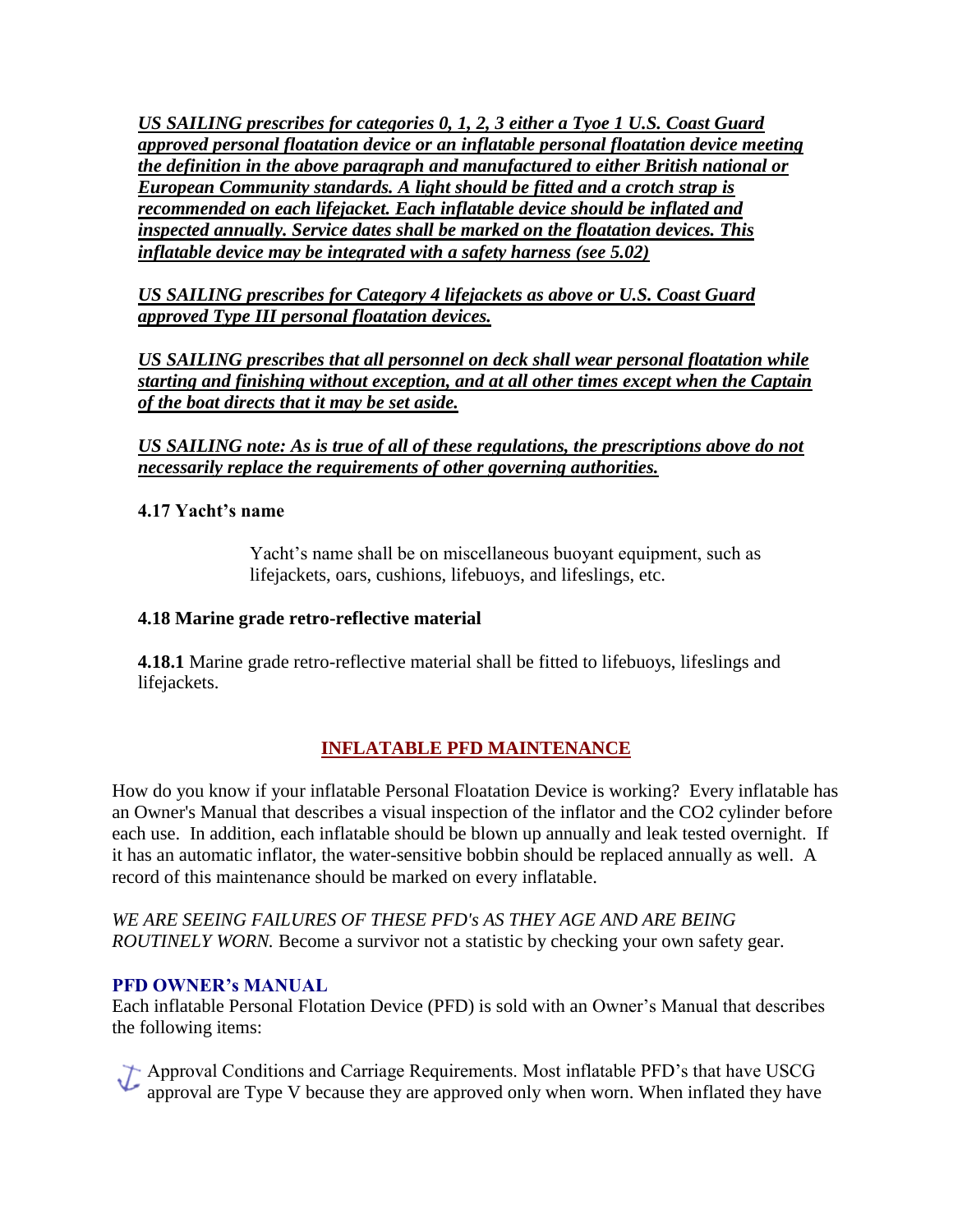***US SAILING prescribes for categories 0, 1, 2, 3 either a Tyoe 1 U.S. Coast Guard approved personal floatation device or an inflatable personal floatation device meeting the definition in the above paragraph and manufactured to either British national or European Community standards. A light should be fitted and a crotch strap is recommended on each lifejacket. Each inflatable device should be inflated and inspected annually. Service dates shall be marked on the floatation devices. This inflatable device may be integrated with a safety harness (see 5.02)***

***US SAILING prescribes for Category 4 lifejackets as above or U.S. Coast Guard approved Type III personal floatation devices.***

***US SAILING prescribes that all personnel on deck shall wear personal floatation while starting and finishing without exception, and at all other times except when the Captain of the boat directs that it may be set aside.***

***US SAILING note: As is true of all of these regulations, the prescriptions above do not necessarily replace the requirements of other governing authorities.***

**4.17 Yacht's name**

Yacht's name shall be on miscellaneous buoyant equipment, such as lifejackets, oars, cushions, lifebuoys, and lifeslings, etc.

**4.18 Marine grade retro-reflective material**

**4.18.1** Marine grade retro-reflective material shall be fitted to lifebuoys, lifeslings and lifejackets.

## INFLATABLE PFD MAINTENANCE

How do you know if your inflatable Personal Floatation Device is working? Every inflatable has an Owner's Manual that describes a visual inspection of the inflator and the CO2 cylinder before each use. In addition, each inflatable should be blown up annually and leak tested overnight. If it has an automatic inflator, the water-sensitive bobbin should be replaced annually as well. A record of this maintenance should be marked on every inflatable.

*WE ARE SEEING FAILURES OF THESE PFD's AS THEY AGE AND ARE BEING ROUTINELY WORN.* Become a survivor not a statistic by checking your own safety gear.

### PFD OWNER's MANUAL

Each inflatable Personal Flotation Device (PFD) is sold with an Owner's Manual that describes the following items:

- Approval Conditions and Carriage Requirements. Most inflatable PFD's that have USCG approval are Type V because they are approved only when worn. When inflated they have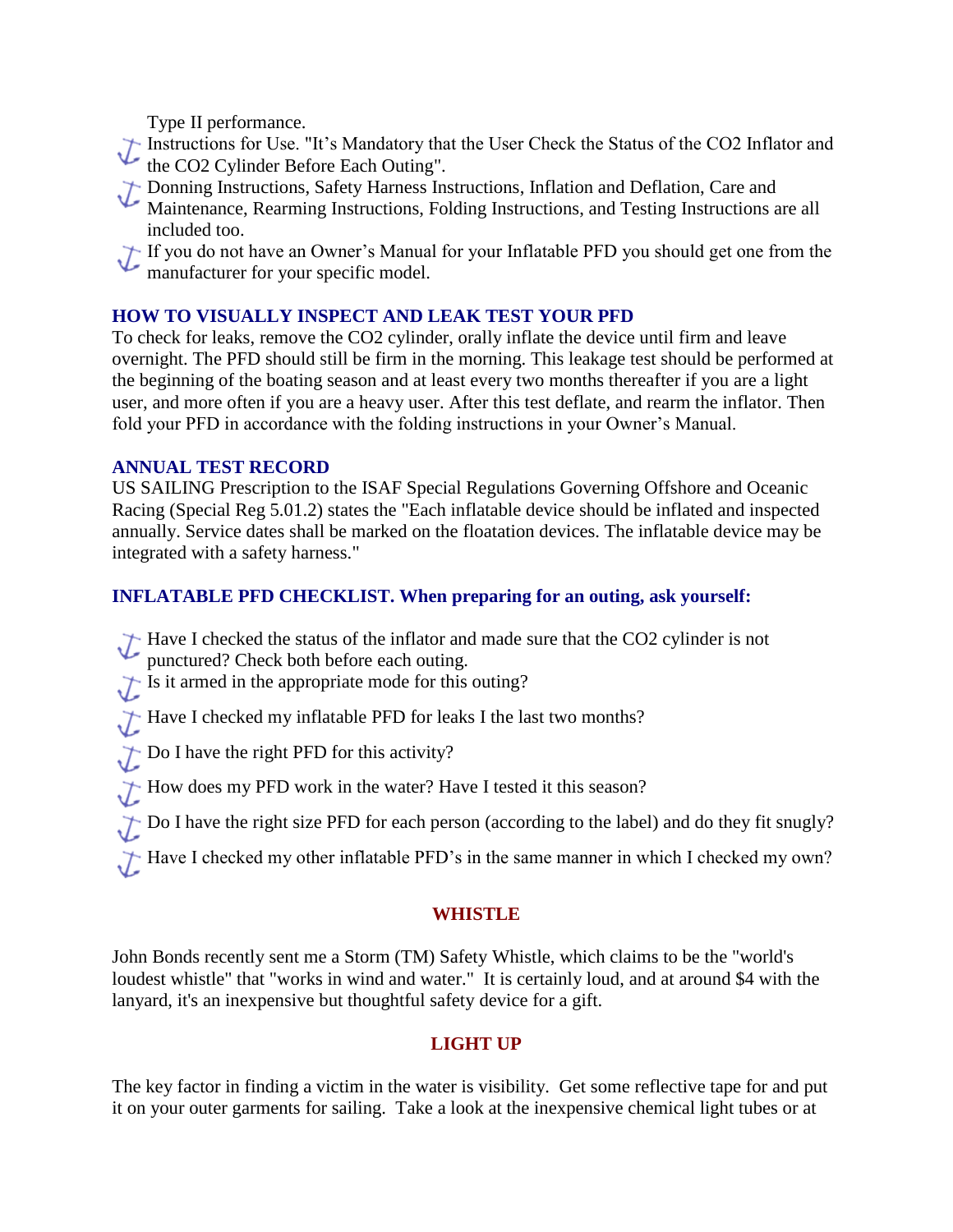Type II performance.

- Instructions for Use. "It's Mandatory that the User Check the Status of the CO2 Inflator and the CO2 Cylinder Before Each Outing".
- Donning Instructions, Safety Harness Instructions, Inflation and Deflation, Care and Maintenance, Rearming Instructions, Folding Instructions, and Testing Instructions are all included too.
- If you do not have an Owner's Manual for your Inflatable PFD you should get one from the manufacturer for your specific model.

### HOW TO VISUALLY INSPECT AND LEAK TEST YOUR PFD

To check for leaks, remove the CO2 cylinder, orally inflate the device until firm and leave overnight. The PFD should still be firm in the morning. This leakage test should be performed at the beginning of the boating season and at least every two months thereafter if you are a light user, and more often if you are a heavy user. After this test deflate, and rearm the inflator. Then fold your PFD in accordance with the folding instructions in your Owner's Manual.

### ANNUAL TEST RECORD

US SAILING Prescription to the ISAF Special Regulations Governing Offshore and Oceanic Racing (Special Reg 5.01.2) states the "Each inflatable device should be inflated and inspected annually. Service dates shall be marked on the floatation devices. The inflatable device may be integrated with a safety harness."

### INFLATABLE PFD CHECKLIST. When preparing for an outing, ask yourself:

- Have I checked the status of the inflator and made sure that the CO2 cylinder is not punctured? Check both before each outing.
- Is it armed in the appropriate mode for this outing?
- Have I checked my inflatable PFD for leaks I the last two months?
- Do I have the right PFD for this activity?
- How does my PFD work in the water? Have I tested it this season?
- Do I have the right size PFD for each person (according to the label) and do they fit snugly?
- Have I checked my other inflatable PFD's in the same manner in which I checked my own?

## WHISTLE

John Bonds recently sent me a Storm (TM) Safety Whistle, which claims to be the "world's loudest whistle" that "works in wind and water." It is certainly loud, and at around $4 with the lanyard, it's an inexpensive but thoughtful safety device for a gift.

## LIGHT UP

The key factor in finding a victim in the water is visibility. Get some reflective tape for and put it on your outer garments for sailing. Take a look at the inexpensive chemical light tubes or at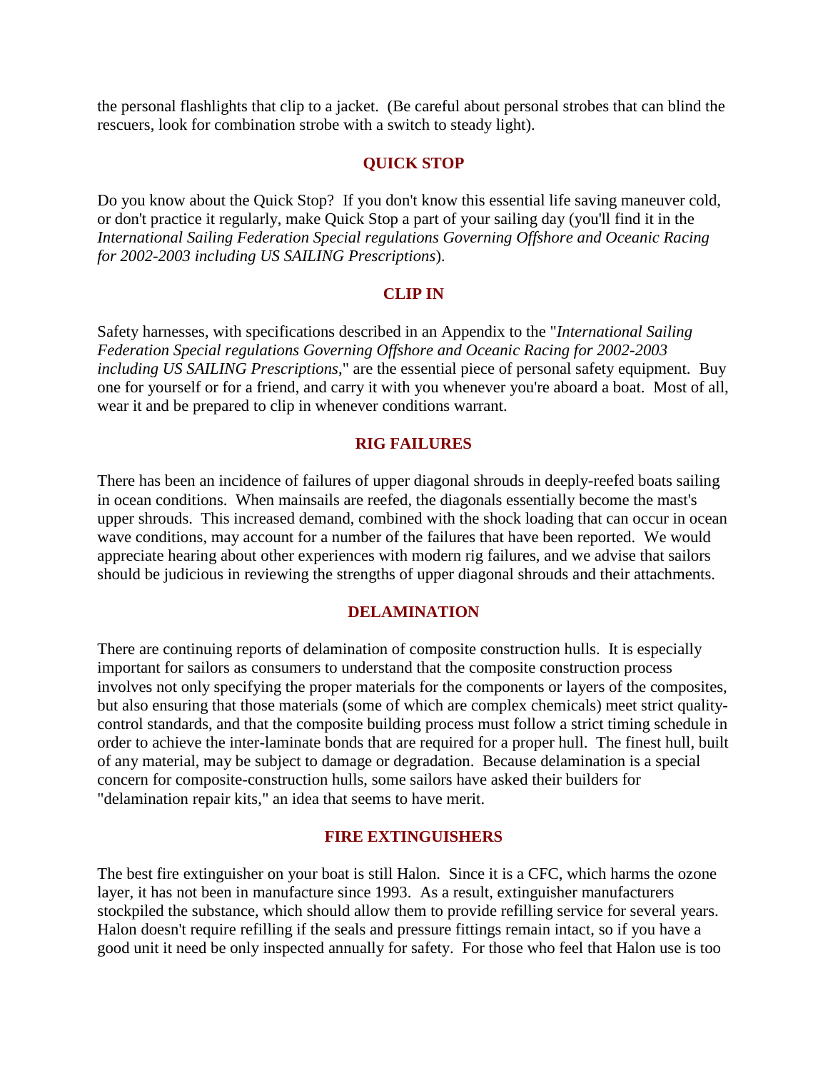the personal flashlights that clip to a jacket. (Be careful about personal strobes that can blind the rescuers, look for combination strobe with a switch to steady light).

## QUICK STOP

Do you know about the Quick Stop? If you don't know this essential life saving maneuver cold, or don't practice it regularly, make Quick Stop a part of your sailing day (you'll find it in the *International Sailing Federation Special regulations Governing Offshore and Oceanic Racing for 2002-2003 including US SAILING Prescriptions*).

## CLIP IN

Safety harnesses, with specifications described in an Appendix to the "*International Sailing Federation Special regulations Governing Offshore and Oceanic Racing for 2002-2003 including US SAILING Prescriptions*," are the essential piece of personal safety equipment. Buy one for yourself or for a friend, and carry it with you whenever you're aboard a boat. Most of all, wear it and be prepared to clip in whenever conditions warrant.

## RIG FAILURES

There has been an incidence of failures of upper diagonal shrouds in deeply-reefed boats sailing in ocean conditions. When mainsails are reefed, the diagonals essentially become the mast's upper shrouds. This increased demand, combined with the shock loading that can occur in ocean wave conditions, may account for a number of the failures that have been reported. We would appreciate hearing about other experiences with modern rig failures, and we advise that sailors should be judicious in reviewing the strengths of upper diagonal shrouds and their attachments.

## DELAMINATION

There are continuing reports of delamination of composite construction hulls. It is especially important for sailors as consumers to understand that the composite construction process involves not only specifying the proper materials for the components or layers of the composites, but also ensuring that those materials (some of which are complex chemicals) meet strict quality-control standards, and that the composite building process must follow a strict timing schedule in order to achieve the inter-laminate bonds that are required for a proper hull. The finest hull, built of any material, may be subject to damage or degradation. Because delamination is a special concern for composite-construction hulls, some sailors have asked their builders for "delamination repair kits," an idea that seems to have merit.

## FIRE EXTINGUISHERS

The best fire extinguisher on your boat is still Halon. Since it is a CFC, which harms the ozone layer, it has not been in manufacture since 1993. As a result, extinguisher manufacturers stockpiled the substance, which should allow them to provide refilling service for several years. Halon doesn't require refilling if the seals and pressure fittings remain intact, so if you have a good unit it need be only inspected annually for safety. For those who feel that Halon use is too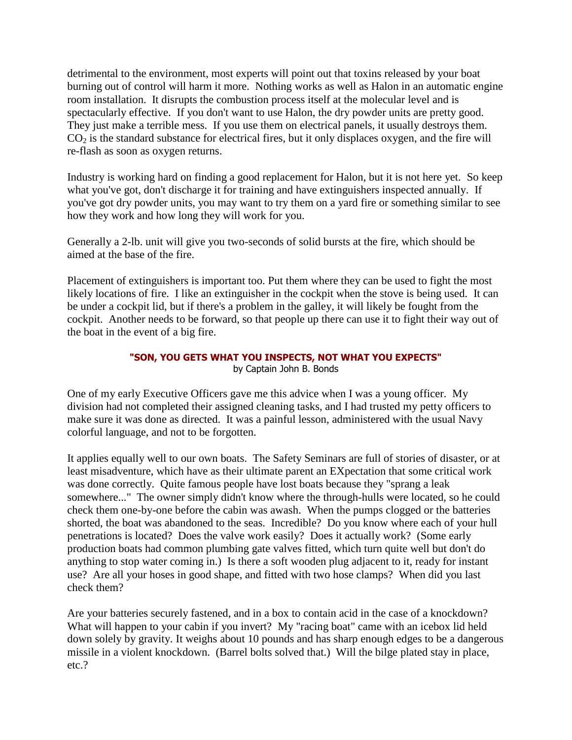detrimental to the environment, most experts will point out that toxins released by your boat burning out of control will harm it more. Nothing works as well as Halon in an automatic engine room installation. It disrupts the combustion process itself at the molecular level and is spectacularly effective. If you don't want to use Halon, the dry powder units are pretty good. They just make a terrible mess. If you use them on electrical panels, it usually destroys them. $CO_2$ is the standard substance for electrical fires, but it only displaces oxygen, and the fire will re-flash as soon as oxygen returns.

Industry is working hard on finding a good replacement for Halon, but it is not here yet. So keep what you've got, don't discharge it for training and have extinguishers inspected annually. If you've got dry powder units, you may want to try them on a yard fire or something similar to see how they work and how long they will work for you.

Generally a 2-lb. unit will give you two-seconds of solid bursts at the fire, which should be aimed at the base of the fire.

Placement of extinguishers is important too. Put them where they can be used to fight the most likely locations of fire. I like an extinguisher in the cockpit when the stove is being used. It can be under a cockpit lid, but if there's a problem in the galley, it will likely be fought from the cockpit. Another needs to be forward, so that people up there can use it to fight their way out of the boat in the event of a big fire.

## "SON, YOU GETS WHAT YOU INSPECTS, NOT WHAT YOU EXPECTS"

by Captain John B. Bonds

One of my early Executive Officers gave me this advice when I was a young officer. My division had not completed their assigned cleaning tasks, and I had trusted my petty officers to make sure it was done as directed. It was a painful lesson, administered with the usual Navy colorful language, and not to be forgotten.

It applies equally well to our own boats. The Safety Seminars are full of stories of disaster, or at least misadventure, which have as their ultimate parent an EXpectation that some critical work was done correctly. Quite famous people have lost boats because they "sprang a leak somewhere..." The owner simply didn't know where the through-hulls were located, so he could check them one-by-one before the cabin was awash. When the pumps clogged or the batteries shorted, the boat was abandoned to the seas. Incredible? Do you know where each of your hull penetrations is located? Does the valve work easily? Does it actually work? (Some early production boats had common plumbing gate valves fitted, which turn quite well but don't do anything to stop water coming in.) Is there a soft wooden plug adjacent to it, ready for instant use? Are all your hoses in good shape, and fitted with two hose clamps? When did you last check them?

Are your batteries securely fastened, and in a box to contain acid in the case of a knockdown? What will happen to your cabin if you invert? My "racing boat" came with an icebox lid held down solely by gravity. It weighs about 10 pounds and has sharp enough edges to be a dangerous missile in a violent knockdown. (Barrel bolts solved that.) Will the bilge plated stay in place, etc.?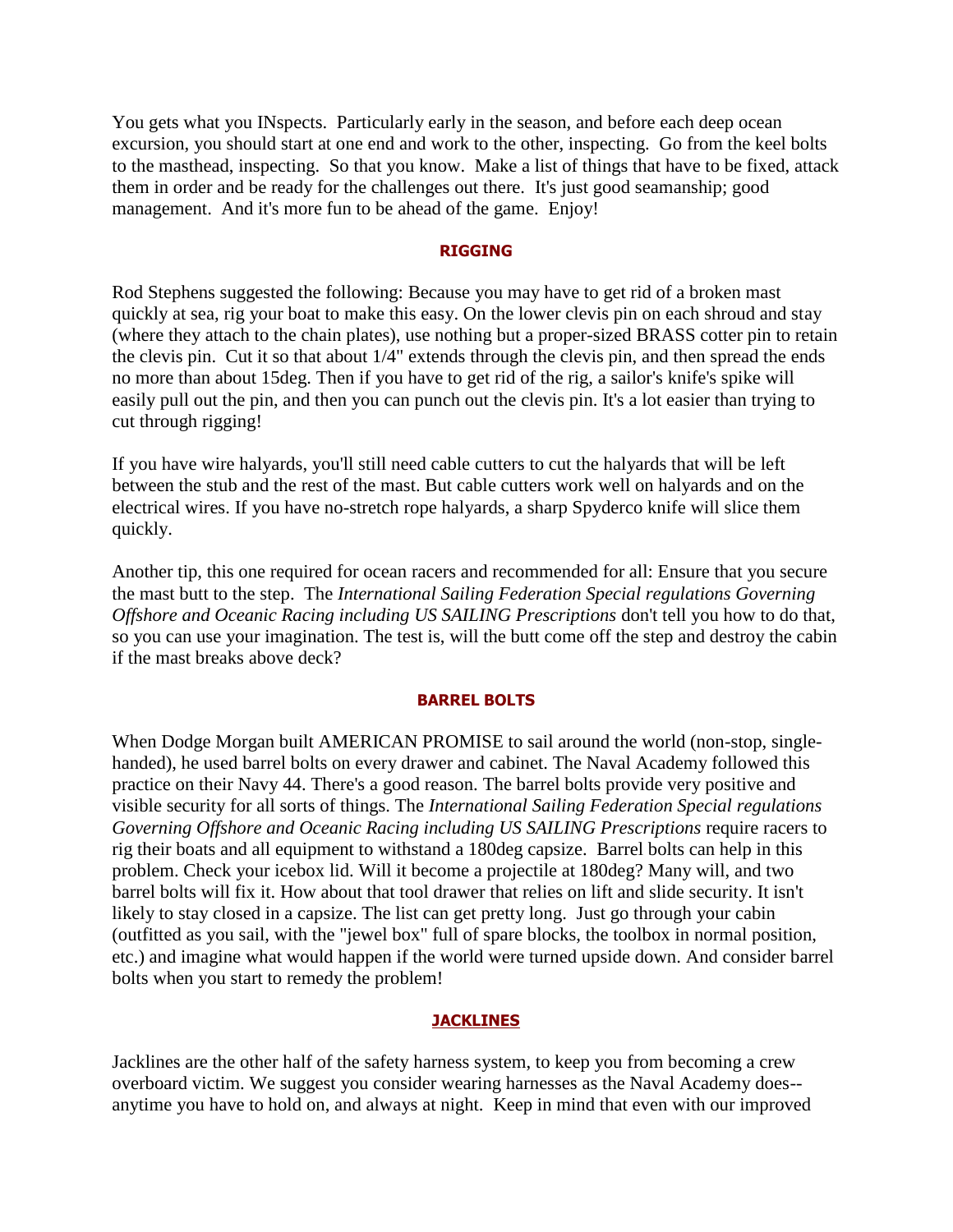You gets what you INspects. Particularly early in the season, and before each deep ocean excursion, you should start at one end and work to the other, inspecting. Go from the keel bolts to the masthead, inspecting. So that you know. Make a list of things that have to be fixed, attack them in order and be ready for the challenges out there. It's just good seamanship; good management. And it's more fun to be ahead of the game. Enjoy!

## RIGGING

Rod Stephens suggested the following: Because you may have to get rid of a broken mast quickly at sea, rig your boat to make this easy. On the lower clevis pin on each shroud and stay (where they attach to the chain plates), use nothing but a proper-sized BRASS cotter pin to retain the clevis pin. Cut it so that about 1/4" extends through the clevis pin, and then spread the ends no more than about 15deg. Then if you have to get rid of the rig, a sailor's knife's spike will easily pull out the pin, and then you can punch out the clevis pin. It's a lot easier than trying to cut through rigging!

If you have wire halyards, you'll still need cable cutters to cut the halyards that will be left between the stub and the rest of the mast. But cable cutters work well on halyards and on the electrical wires. If you have no-stretch rope halyards, a sharp Spyderco knife will slice them quickly.

Another tip, this one required for ocean racers and recommended for all: Ensure that you secure the mast butt to the step. The *International Sailing Federation Special regulations Governing Offshore and Oceanic Racing including US SAILING Prescriptions* don't tell you how to do that, so you can use your imagination. The test is, will the butt come off the step and destroy the cabin if the mast breaks above deck?

## BARREL BOLTS

When Dodge Morgan built AMERICAN PROMISE to sail around the world (non-stop, single-handed), he used barrel bolts on every drawer and cabinet. The Naval Academy followed this practice on their Navy 44. There's a good reason. The barrel bolts provide very positive and visible security for all sorts of things. The *International Sailing Federation Special regulations Governing Offshore and Oceanic Racing including US SAILING Prescriptions* require racers to rig their boats and all equipment to withstand a 180deg capsize. Barrel bolts can help in this problem. Check your icebox lid. Will it become a projectile at 180deg? Many will, and two barrel bolts will fix it. How about that tool drawer that relies on lift and slide security. It isn't likely to stay closed in a capsize. The list can get pretty long. Just go through your cabin (outfitted as you sail, with the "jewel box" full of spare blocks, the toolbox in normal position, etc.) and imagine what would happen if the world were turned upside down. And consider barrel bolts when you start to remedy the problem!

## JACKLINES

Jacklines are the other half of the safety harness system, to keep you from becoming a crew overboard victim. We suggest you consider wearing harnesses as the Naval Academy does--anytime you have to hold on, and always at night. Keep in mind that even with our improved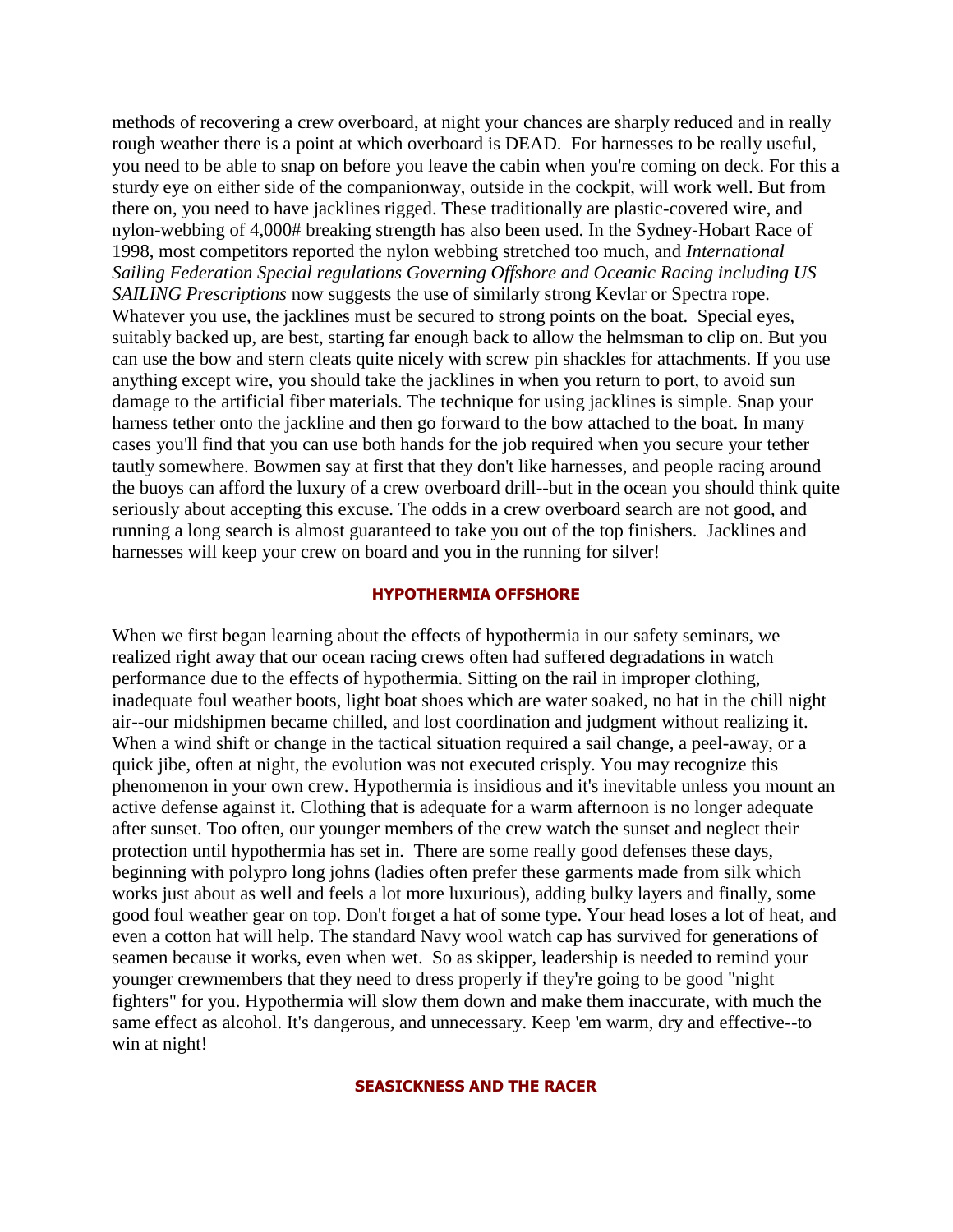methods of recovering a crew overboard, at night your chances are sharply reduced and in really rough weather there is a point at which overboard is DEAD. For harnesses to be really useful, you need to be able to snap on before you leave the cabin when you're coming on deck. For this a sturdy eye on either side of the companionway, outside in the cockpit, will work well. But from there on, you need to have jacklines rigged. These traditionally are plastic-covered wire, and nylon-webbing of 4,000# breaking strength has also been used. In the Sydney-Hobart Race of 1998, most competitors reported the nylon webbing stretched too much, and *International Sailing Federation Special regulations Governing Offshore and Oceanic Racing including US SAILING Prescriptions* now suggests the use of similarly strong Kevlar or Spectra rope. Whatever you use, the jacklines must be secured to strong points on the boat. Special eyes, suitably backed up, are best, starting far enough back to allow the helmsman to clip on. But you can use the bow and stern cleats quite nicely with screw pin shackles for attachments. If you use anything except wire, you should take the jacklines in when you return to port, to avoid sun damage to the artificial fiber materials. The technique for using jacklines is simple. Snap your harness tether onto the jackline and then go forward to the bow attached to the boat. In many cases you'll find that you can use both hands for the job required when you secure your tether tautly somewhere. Bowmen say at first that they don't like harnesses, and people racing around the buoys can afford the luxury of a crew overboard drill--but in the ocean you should think quite seriously about accepting this excuse. The odds in a crew overboard search are not good, and running a long search is almost guaranteed to take you out of the top finishers. Jacklines and harnesses will keep your crew on board and you in the running for silver!

## HYPOTHERMIA OFFSHORE

When we first began learning about the effects of hypothermia in our safety seminars, we realized right away that our ocean racing crews often had suffered degradations in watch performance due to the effects of hypothermia. Sitting on the rail in improper clothing, inadequate foul weather boots, light boat shoes which are water soaked, no hat in the chill night air--our midshipmen became chilled, and lost coordination and judgment without realizing it. When a wind shift or change in the tactical situation required a sail change, a peel-away, or a quick jibe, often at night, the evolution was not executed crisply. You may recognize this phenomenon in your own crew. Hypothermia is insidious and it's inevitable unless you mount an active defense against it. Clothing that is adequate for a warm afternoon is no longer adequate after sunset. Too often, our younger members of the crew watch the sunset and neglect their protection until hypothermia has set in. There are some really good defenses these days, beginning with polypro long johns (ladies often prefer these garments made from silk which works just about as well and feels a lot more luxurious), adding bulky layers and finally, some good foul weather gear on top. Don't forget a hat of some type. Your head loses a lot of heat, and even a cotton hat will help. The standard Navy wool watch cap has survived for generations of seamen because it works, even when wet. So as skipper, leadership is needed to remind your younger crewmembers that they need to dress properly if they're going to be good "night fighters" for you. Hypothermia will slow them down and make them inaccurate, with much the same effect as alcohol. It's dangerous, and unnecessary. Keep 'em warm, dry and effective--to win at night!

## SEASICKNESS AND THE RACER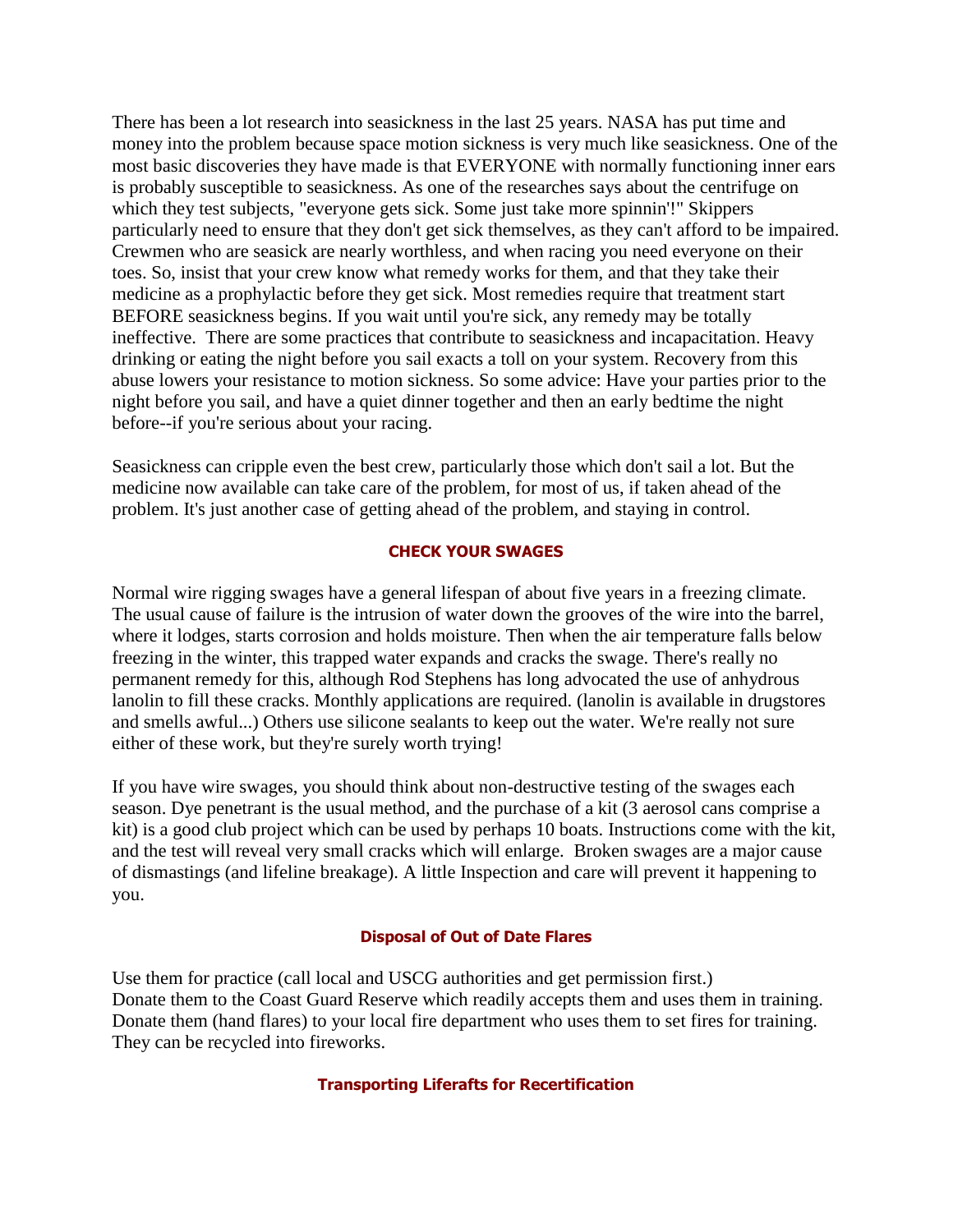There has been a lot research into seasickness in the last 25 years. NASA has put time and money into the problem because space motion sickness is very much like seasickness. One of the most basic discoveries they have made is that EVERYONE with normally functioning inner ears is probably susceptible to seasickness. As one of the researches says about the centrifuge on which they test subjects, "everyone gets sick. Some just take more spinnin'!" Skippers particularly need to ensure that they don't get sick themselves, as they can't afford to be impaired. Crewmen who are seasick are nearly worthless, and when racing you need everyone on their toes. So, insist that your crew know what remedy works for them, and that they take their medicine as a prophylactic before they get sick. Most remedies require that treatment start BEFORE seasickness begins. If you wait until you're sick, any remedy may be totally ineffective. There are some practices that contribute to seasickness and incapacitation. Heavy drinking or eating the night before you sail exacts a toll on your system. Recovery from this abuse lowers your resistance to motion sickness. So some advice: Have your parties prior to the night before you sail, and have a quiet dinner together and then an early bedtime the night before--if you're serious about your racing.

Seasickness can cripple even the best crew, particularly those which don't sail a lot. But the medicine now available can take care of the problem, for most of us, if taken ahead of the problem. It's just another case of getting ahead of the problem, and staying in control.

### CHECK YOUR SWAGES

Normal wire rigging swages have a general lifespan of about five years in a freezing climate. The usual cause of failure is the intrusion of water down the grooves of the wire into the barrel, where it lodges, starts corrosion and holds moisture. Then when the air temperature falls below freezing in the winter, this trapped water expands and cracks the swage. There's really no permanent remedy for this, although Rod Stephens has long advocated the use of anhydrous lanolin to fill these cracks. Monthly applications are required. (lanolin is available in drugstores and smells awful...) Others use silicone sealants to keep out the water. We're really not sure either of these work, but they're surely worth trying!

If you have wire swages, you should think about non-destructive testing of the swages each season. Dye penetrant is the usual method, and the purchase of a kit (3 aerosol cans comprise a kit) is a good club project which can be used by perhaps 10 boats. Instructions come with the kit, and the test will reveal very small cracks which will enlarge. Broken swages are a major cause of dismastings (and lifeline breakage). A little Inspection and care will prevent it happening to you.

### Disposal of Out of Date Flares

Use them for practice (call local and USCG authorities and get permission first.)
Donate them to the Coast Guard Reserve which readily accepts them and uses them in training.
Donate them (hand flares) to your local fire department who uses them to set fires for training.
They can be recycled into fireworks.

### Transporting Liferafts for Recertification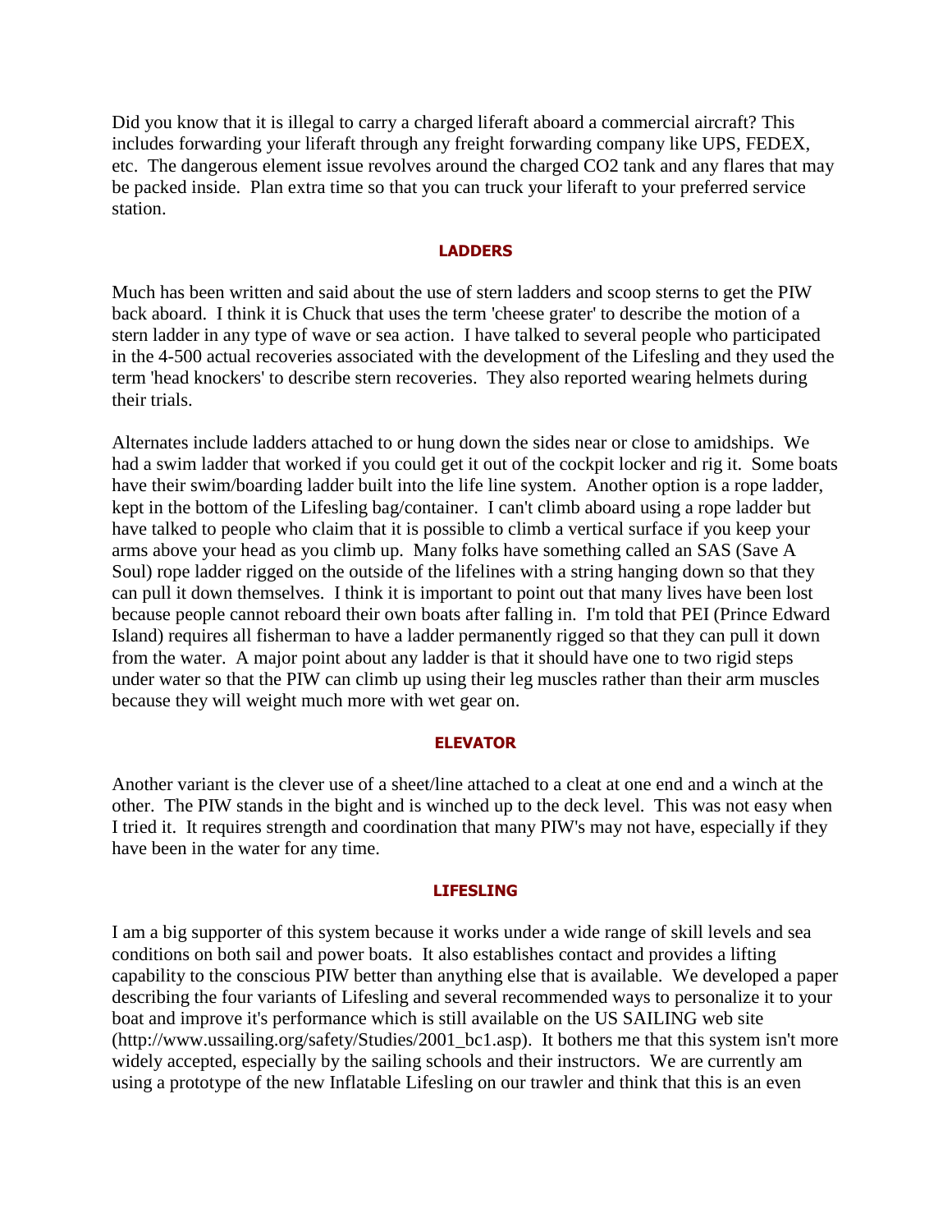Did you know that it is illegal to carry a charged liferaft aboard a commercial aircraft? This includes forwarding your liferaft through any freight forwarding company like UPS, FEDEX, etc. The dangerous element issue revolves around the charged CO2 tank and any flares that may be packed inside. Plan extra time so that you can truck your liferaft to your preferred service station.

### LADDERS

Much has been written and said about the use of stern ladders and scoop sterns to get the PIW back aboard. I think it is Chuck that uses the term 'cheese grater' to describe the motion of a stern ladder in any type of wave or sea action. I have talked to several people who participated in the 4-500 actual recoveries associated with the development of the Lifesling and they used the term 'head knockers' to describe stern recoveries. They also reported wearing helmets during their trials.

Alternates include ladders attached to or hung down the sides near or close to amidships. We had a swim ladder that worked if you could get it out of the cockpit locker and rig it. Some boats have their swim/boarding ladder built into the life line system. Another option is a rope ladder, kept in the bottom of the Lifesling bag/container. I can't climb aboard using a rope ladder but have talked to people who claim that it is possible to climb a vertical surface if you keep your arms above your head as you climb up. Many folks have something called an SAS (Save A Soul) rope ladder rigged on the outside of the lifelines with a string hanging down so that they can pull it down themselves. I think it is important to point out that many lives have been lost because people cannot reboard their own boats after falling in. I'm told that PEI (Prince Edward Island) requires all fisherman to have a ladder permanently rigged so that they can pull it down from the water. A major point about any ladder is that it should have one to two rigid steps under water so that the PIW can climb up using their leg muscles rather than their arm muscles because they will weight much more with wet gear on.

### ELEVATOR

Another variant is the clever use of a sheet/line attached to a cleat at one end and a winch at the other. The PIW stands in the bight and is winched up to the deck level. This was not easy when I tried it. It requires strength and coordination that many PIW's may not have, especially if they have been in the water for any time.

### LIFESLING

I am a big supporter of this system because it works under a wide range of skill levels and sea conditions on both sail and power boats. It also establishes contact and provides a lifting capability to the conscious PIW better than anything else that is available. We developed a paper describing the four variants of Lifesling and several recommended ways to personalize it to your boat and improve it's performance which is still available on the US SAILING web site (http://www.ussailing.org/safety/Studies/2001_bc1.asp). It bothers me that this system isn't more widely accepted, especially by the sailing schools and their instructors. We are currently am using a prototype of the new Inflatable Lifesling on our trawler and think that this is an even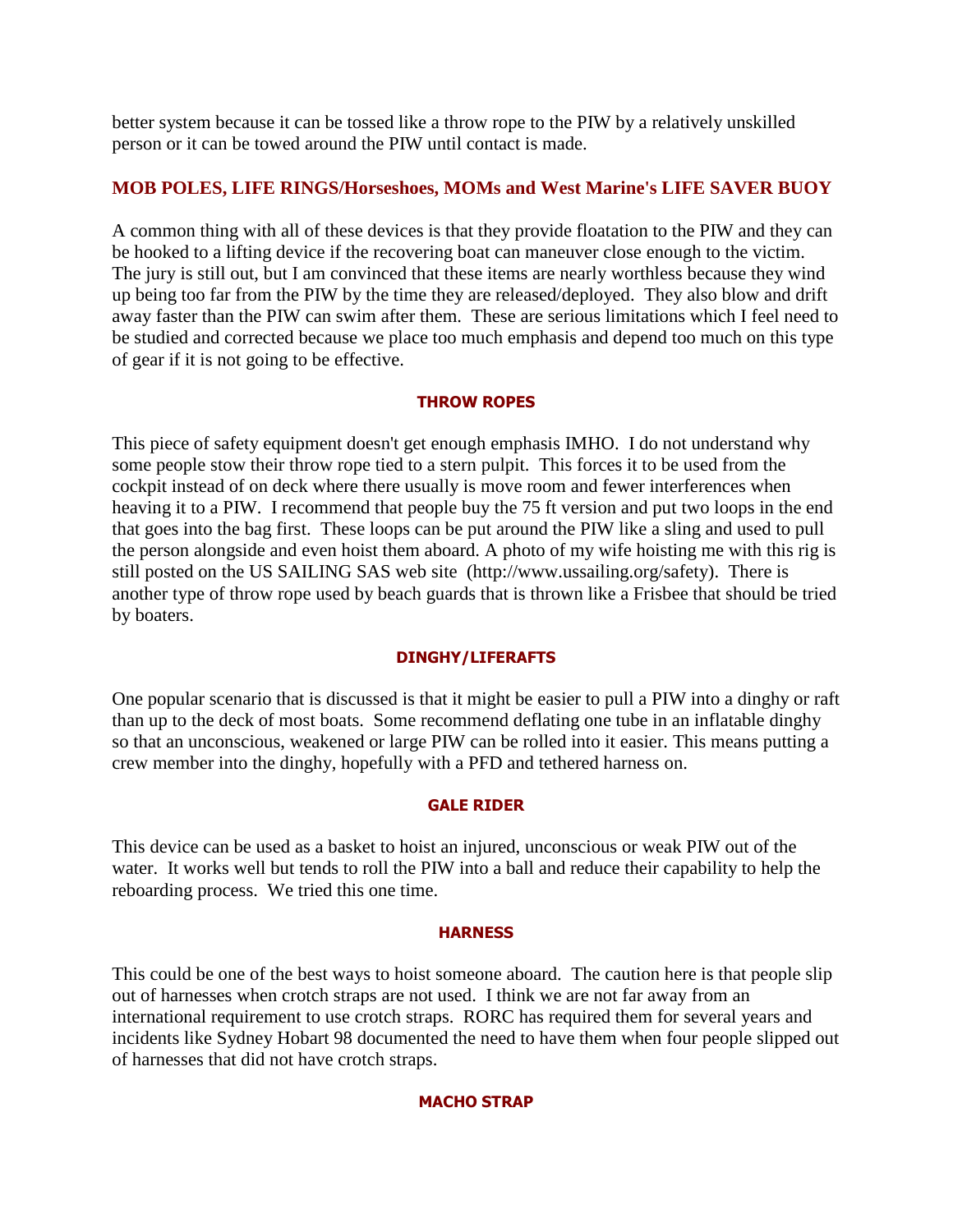better system because it can be tossed like a throw rope to the PIW by a relatively unskilled person or it can be towed around the PIW until contact is made.

### MOB POLES, LIFE RINGS/Horseshoes, MOMs and West Marine's LIFE SAVER BUOY

A common thing with all of these devices is that they provide floatation to the PIW and they can be hooked to a lifting device if the recovering boat can maneuver close enough to the victim. The jury is still out, but I am convinced that these items are nearly worthless because they wind up being too far from the PIW by the time they are released/deployed. They also blow and drift away faster than the PIW can swim after them. These are serious limitations which I feel need to be studied and corrected because we place too much emphasis and depend too much on this type of gear if it is not going to be effective.

#### THROW ROPES

This piece of safety equipment doesn't get enough emphasis IMHO. I do not understand why some people stow their throw rope tied to a stern pulpit. This forces it to be used from the cockpit instead of on deck where there usually is move room and fewer interferences when heaving it to a PIW. I recommend that people buy the 75 ft version and put two loops in the end that goes into the bag first. These loops can be put around the PIW like a sling and used to pull the person alongside and even hoist them aboard. A photo of my wife hoisting me with this rig is still posted on the US SAILING SAS web site (http://www.ussailing.org/safety). There is another type of throw rope used by beach guards that is thrown like a Frisbee that should be tried by boaters.

#### DINGHY/LIFERAFTS

One popular scenario that is discussed is that it might be easier to pull a PIW into a dinghy or raft than up to the deck of most boats. Some recommend deflating one tube in an inflatable dinghy so that an unconscious, weakened or large PIW can be rolled into it easier. This means putting a crew member into the dinghy, hopefully with a PFD and tethered harness on.

#### GALE RIDER

This device can be used as a basket to hoist an injured, unconscious or weak PIW out of the water. It works well but tends to roll the PIW into a ball and reduce their capability to help the reboarding process. We tried this one time.

#### HARNESS

This could be one of the best ways to hoist someone aboard. The caution here is that people slip out of harnesses when crotch straps are not used. I think we are not far away from an international requirement to use crotch straps. RORC has required them for several years and incidents like Sydney Hobart 98 documented the need to have them when four people slipped out of harnesses that did not have crotch straps.

#### MACHO STRAP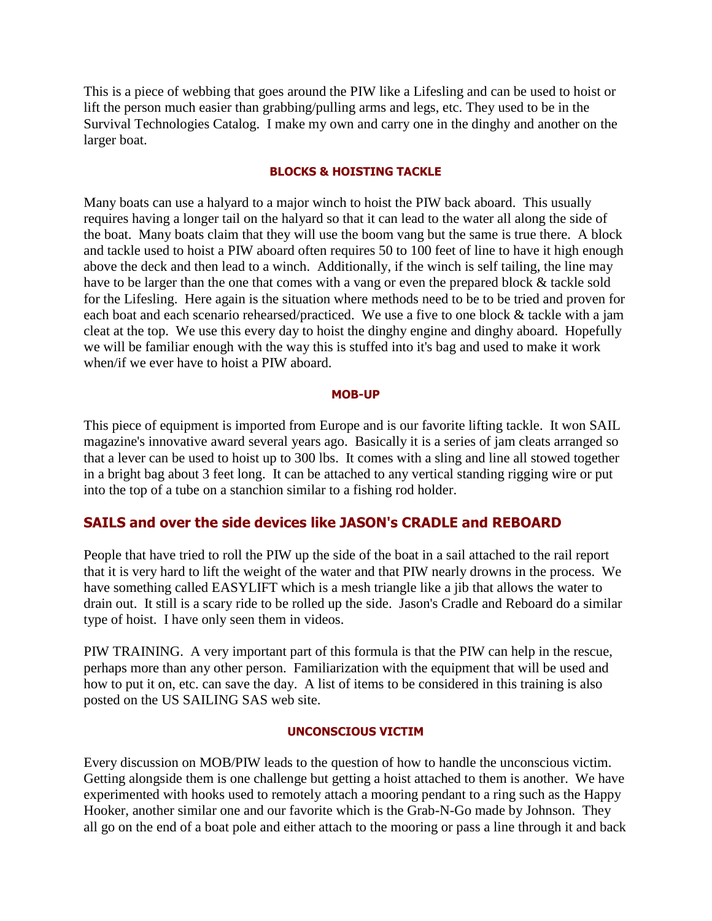This is a piece of webbing that goes around the PIW like a Lifesling and can be used to hoist or lift the person much easier than grabbing/pulling arms and legs, etc. They used to be in the Survival Technologies Catalog. I make my own and carry one in the dinghy and another on the larger boat.

#### BLOCKS & HOISTING TACKLE

Many boats can use a halyard to a major winch to hoist the PIW back aboard. This usually requires having a longer tail on the halyard so that it can lead to the water all along the side of the boat. Many boats claim that they will use the boom vang but the same is true there. A block and tackle used to hoist a PIW aboard often requires 50 to 100 feet of line to have it high enough above the deck and then lead to a winch. Additionally, if the winch is self tailing, the line may have to be larger than the one that comes with a vang or even the prepared block & tackle sold for the Lifesling. Here again is the situation where methods need to be to be tried and proven for each boat and each scenario rehearsed/practiced. We use a five to one block & tackle with a jam cleat at the top. We use this every day to hoist the dinghy engine and dinghy aboard. Hopefully we will be familiar enough with the way this is stuffed into it's bag and used to make it work when/if we ever have to hoist a PIW aboard.

#### MOB-UP

This piece of equipment is imported from Europe and is our favorite lifting tackle. It won SAIL magazine's innovative award several years ago. Basically it is a series of jam cleats arranged so that a lever can be used to hoist up to 300 lbs. It comes with a sling and line all stowed together in a bright bag about 3 feet long. It can be attached to any vertical standing rigging wire or put into the top of a tube on a stanchion similar to a fishing rod holder.

### SAILS and over the side devices like JASON's CRADLE and REBOARD

People that have tried to roll the PIW up the side of the boat in a sail attached to the rail report that it is very hard to lift the weight of the water and that PIW nearly drowns in the process. We have something called EASYLIFT which is a mesh triangle like a jib that allows the water to drain out. It still is a scary ride to be rolled up the side. Jason's Cradle and Reboard do a similar type of hoist. I have only seen them in videos.

PIW TRAINING. A very important part of this formula is that the PIW can help in the rescue, perhaps more than any other person. Familiarization with the equipment that will be used and how to put it on, etc. can save the day. A list of items to be considered in this training is also posted on the US SAILING SAS web site.

#### UNCONSCIOUS VICTIM

Every discussion on MOB/PIW leads to the question of how to handle the unconscious victim. Getting alongside them is one challenge but getting a hoist attached to them is another. We have experimented with hooks used to remotely attach a mooring pendant to a ring such as the Happy Hooker, another similar one and our favorite which is the Grab-N-Go made by Johnson. They all go on the end of a boat pole and either attach to the mooring or pass a line through it and back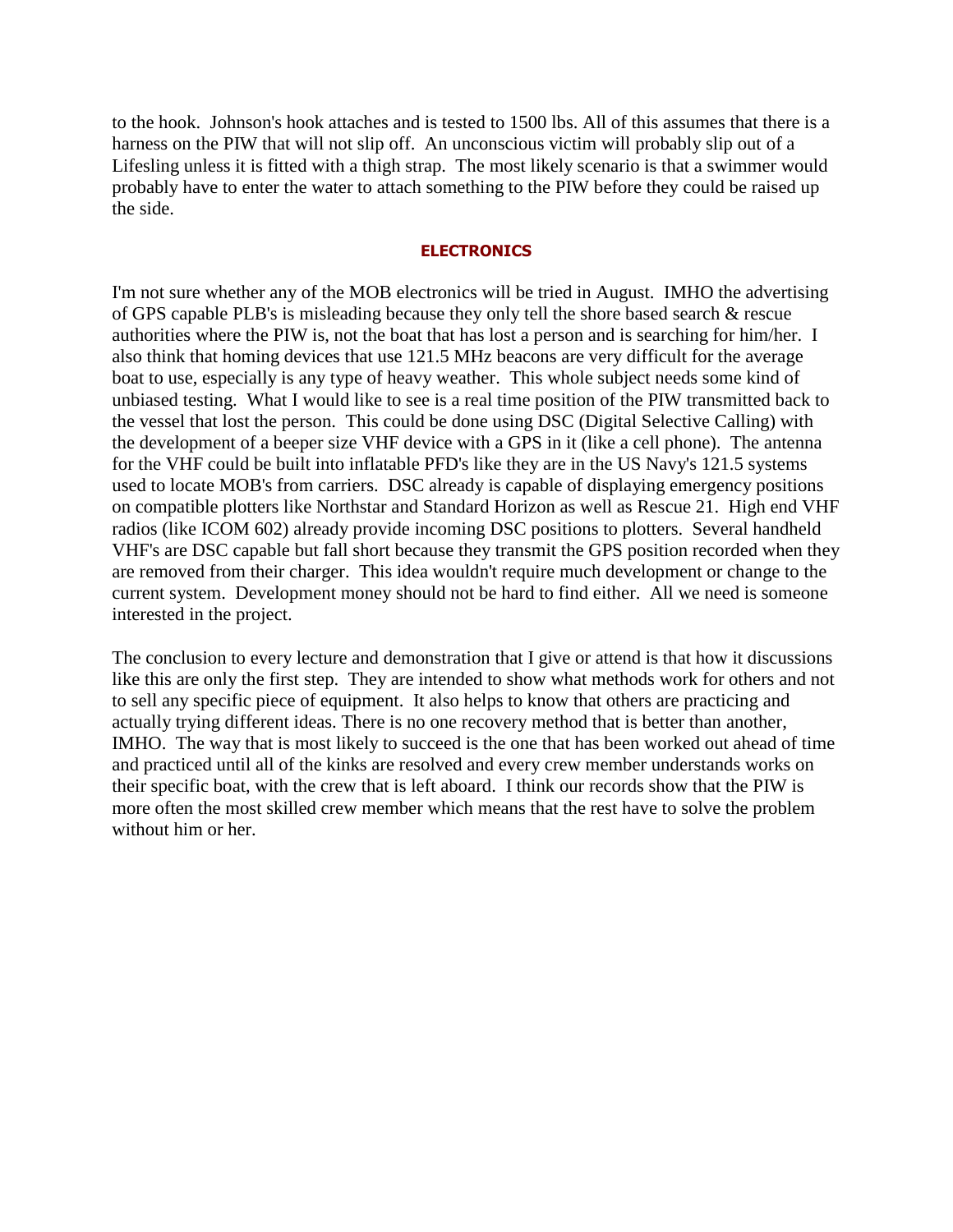to the hook. Johnson's hook attaches and is tested to 1500 lbs. All of this assumes that there is a harness on the PIW that will not slip off. An unconscious victim will probably slip out of a Lifesling unless it is fitted with a thigh strap. The most likely scenario is that a swimmer would probably have to enter the water to attach something to the PIW before they could be raised up the side.

## ELECTRONICS

I'm not sure whether any of the MOB electronics will be tried in August. IMHO the advertising of GPS capable PLB's is misleading because they only tell the shore based search & rescue authorities where the PIW is, not the boat that has lost a person and is searching for him/her. I also think that homing devices that use 121.5 MHz beacons are very difficult for the average boat to use, especially is any type of heavy weather. This whole subject needs some kind of unbiased testing. What I would like to see is a real time position of the PIW transmitted back to the vessel that lost the person. This could be done using DSC (Digital Selective Calling) with the development of a beeper size VHF device with a GPS in it (like a cell phone). The antenna for the VHF could be built into inflatable PFD's like they are in the US Navy's 121.5 systems used to locate MOB's from carriers. DSC already is capable of displaying emergency positions on compatible plotters like Northstar and Standard Horizon as well as Rescue 21. High end VHF radios (like ICOM 602) already provide incoming DSC positions to plotters. Several handheld VHF's are DSC capable but fall short because they transmit the GPS position recorded when they are removed from their charger. This idea wouldn't require much development or change to the current system. Development money should not be hard to find either. All we need is someone interested in the project.

The conclusion to every lecture and demonstration that I give or attend is that how it discussions like this are only the first step. They are intended to show what methods work for others and not to sell any specific piece of equipment. It also helps to know that others are practicing and actually trying different ideas. There is no one recovery method that is better than another, IMHO. The way that is most likely to succeed is the one that has been worked out ahead of time and practiced until all of the kinks are resolved and every crew member understands works on their specific boat, with the crew that is left aboard. I think our records show that the PIW is more often the most skilled crew member which means that the rest have to solve the problem without him or her.